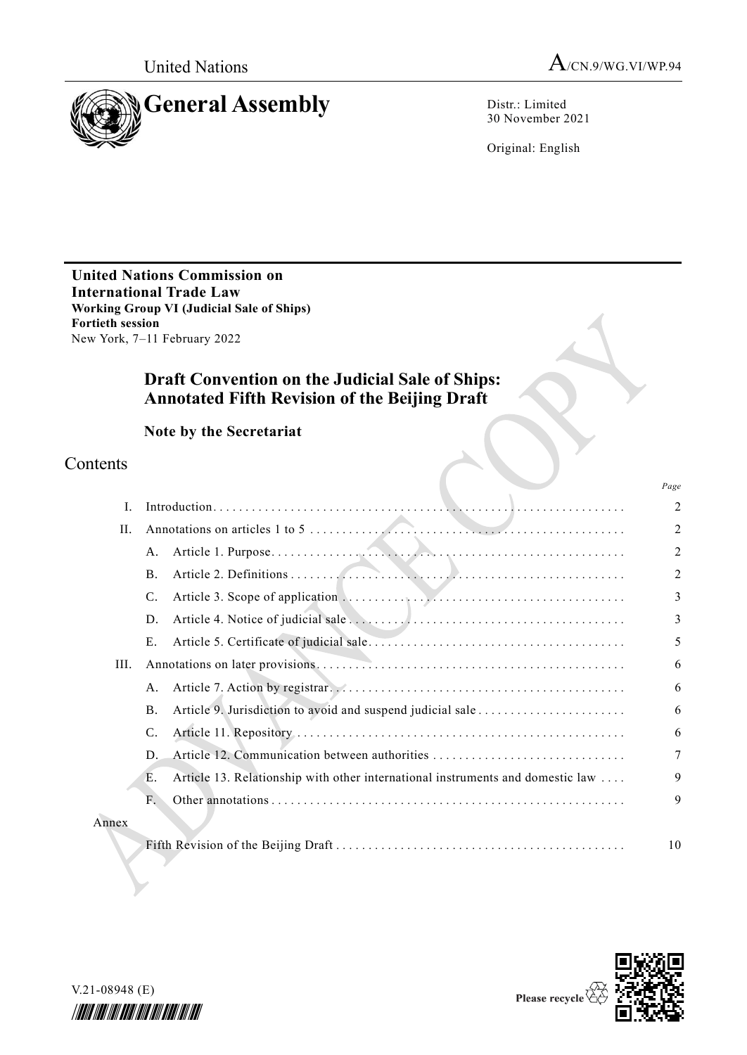United Nations

A/CN.9/WG.VI/WP.94

# General Assembly

Distr.: Limited
30 November 2021

Original: English

**United Nations Commission on International Trade Law**
**Working Group VI (Judicial Sale of Ships)**
**Fortieth session**
New York, 7–11 February 2022

## Draft Convention on the Judicial Sale of Ships: Annotated Fifth Revision of the Beijing Draft

### Note by the Secretariat

## Contents

| | | | Page |
|---|---|---|---|
| I. | Introduction | | 2 |
| II. | Annotations on articles 1 to 5 | | 2 |
| | A. | Article 1. Purpose | 2 |
| | B. | Article 2. Definitions | 2 |
| | C. | Article 3. Scope of application | 3 |
| | D. | Article 4. Notice of judicial sale | 3 |
| | E. | Article 5. Certificate of judicial sale | 5 |
| III. | Annotations on later provisions | | 6 |
| | A. | Article 7. Action by registrar | 6 |
| | B. | Article 9. Jurisdiction to avoid and suspend judicial sale | 6 |
| | C. | Article 11. Repository | 6 |
| | D. | Article 12. Communication between authorities | 7 |
| | E. | Article 13. Relationship with other international instruments and domestic law | 9 |
| | F. | Other annotations | 9 |
| Annex | | | |
| | Fifth Revision of the Beijing Draft | | 10 |

V.21-08948 (E)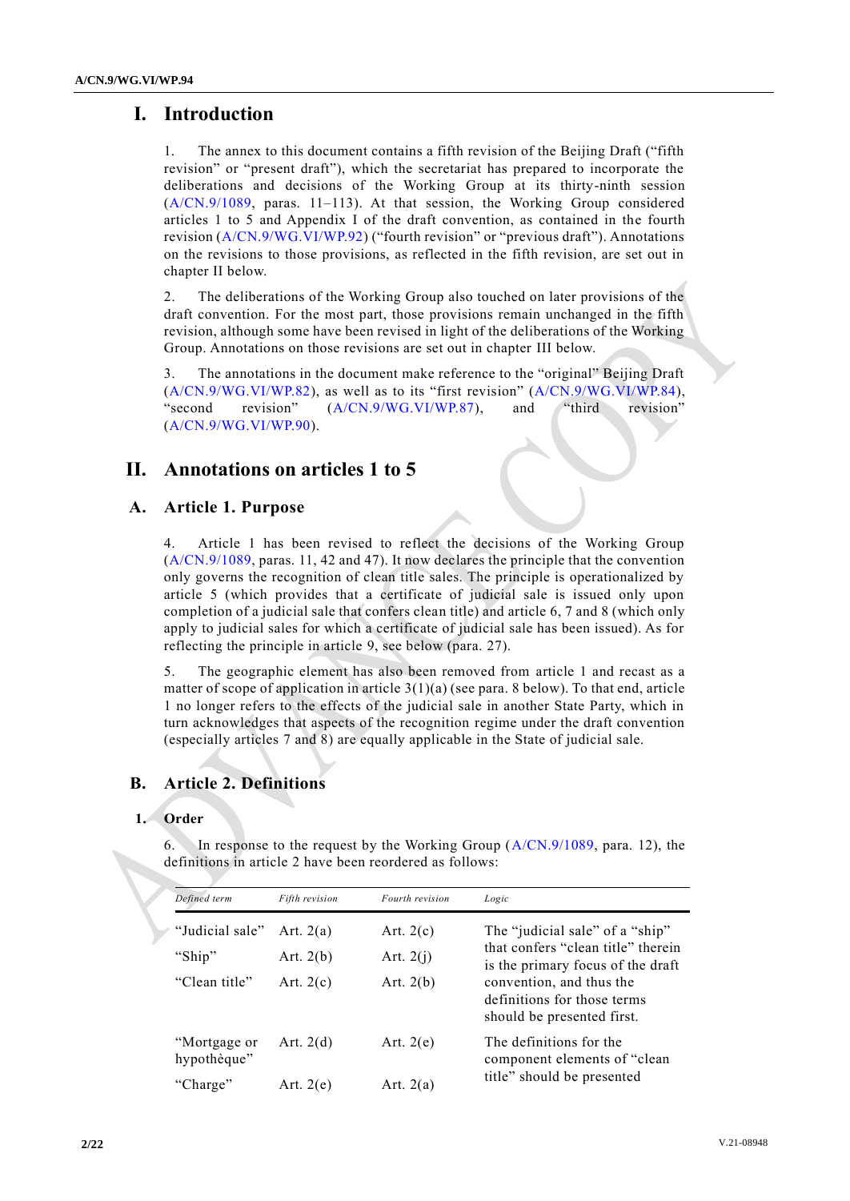# I. Introduction

1. The annex to this document contains a fifth revision of the Beijing Draft ("fifth revision" or "present draft"), which the secretariat has prepared to incorporate the deliberations and decisions of the Working Group at its thirty-ninth session (A/CN.9/1089, paras. 11–113). At that session, the Working Group considered articles 1 to 5 and Appendix I of the draft convention, as contained in the fourth revision (A/CN.9/WG.VI/WP.92) ("fourth revision" or "previous draft"). Annotations on the revisions to those provisions, as reflected in the fifth revision, are set out in chapter II below.

2. The deliberations of the Working Group also touched on later provisions of the draft convention. For the most part, those provisions remain unchanged in the fifth revision, although some have been revised in light of the deliberations of the Working Group. Annotations on those revisions are set out in chapter III below.

3. The annotations in the document make reference to the "original" Beijing Draft (A/CN.9/WG.VI/WP.82), as well as to its "first revision" (A/CN.9/WG.VI/WP.84), "second revision" (A/CN.9/WG.VI/WP.87), and "third revision" (A/CN.9/WG.VI/WP.90).

# II. Annotations on articles 1 to 5

## A. Article 1. Purpose

4. Article 1 has been revised to reflect the decisions of the Working Group (A/CN.9/1089, paras. 11, 42 and 47). It now declares the principle that the convention only governs the recognition of clean title sales. The principle is operationalized by article 5 (which provides that a certificate of judicial sale is issued only upon completion of a judicial sale that confers clean title) and article 6, 7 and 8 (which only apply to judicial sales for which a certificate of judicial sale has been issued). As for reflecting the principle in article 9, see below (para. 27).

5. The geographic element has also been removed from article 1 and recast as a matter of scope of application in article 3(1)(a) (see para. 8 below). To that end, article 1 no longer refers to the effects of the judicial sale in another State Party, which in turn acknowledges that aspects of the recognition regime under the draft convention (especially articles 7 and 8) are equally applicable in the State of judicial sale.

## B. Article 2. Definitions

### 1. Order

6. In response to the request by the Working Group (A/CN.9/1089, para. 12), the definitions in article 2 have been reordered as follows:

| *Defined term* | *Fifth revision* | *Fourth revision* | *Logic* |
|---|---|---|---|
| "Judicial sale" | Art. 2(a) | Art. 2(c) | The "judicial sale" of a "ship" that confers "clean title" therein is the primary focus of the draft convention, and thus the definitions for those terms should be presented first. |
| "Ship" | Art. 2(b) | Art. 2(j) | |
| "Clean title" | Art. 2(c) | Art. 2(b) | |
| "Mortgage or hypothèque" | Art. 2(d) | Art. 2(e) | The definitions for the component elements of "clean title" should be presented |
| "Charge" | Art. 2(e) | Art. 2(a) | |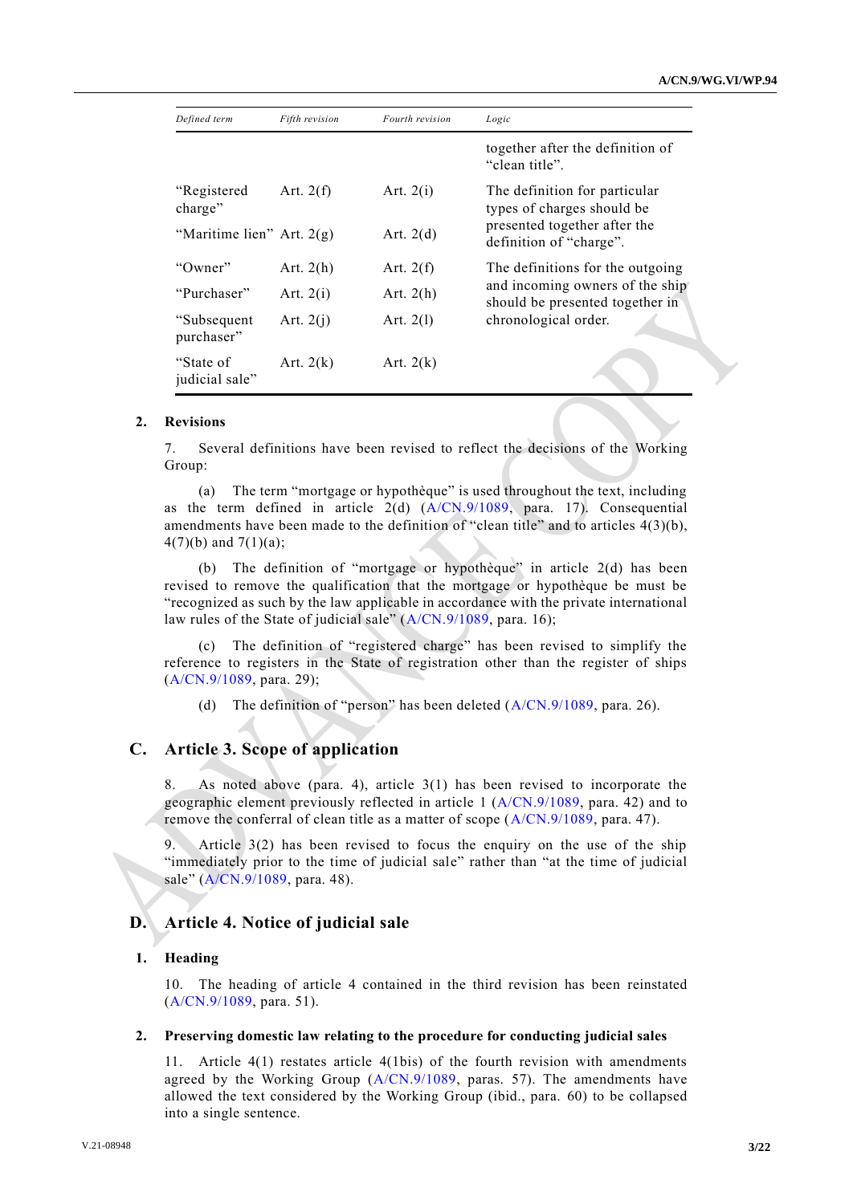| Defined term | Fifth revision | Fourth revision | Logic |
|---|---|---|---|
| | | | together after the definition of "clean title". |
| "Registered charge" | Art. 2(f) | Art. 2(i) | The definition for particular types of charges should be presented together after the definition of "charge". |
| "Maritime lien" | Art. 2(g) | Art. 2(d) | |
| "Owner" | Art. 2(h) | Art. 2(f) | The definitions for the outgoing and incoming owners of the ship should be presented together in chronological order. |
| "Purchaser" | Art. 2(i) | Art. 2(h) | |
| "Subsequent purchaser" | Art. 2(j) | Art. 2(l) | |
| "State of judicial sale" | Art. 2(k) | Art. 2(k) | |

### 2. Revisions

7. Several definitions have been revised to reflect the decisions of the Working Group:

(a) The term "mortgage or hypothèque" is used throughout the text, including as the term defined in article 2(d) (A/CN.9/1089, para. 17). Consequential amendments have been made to the definition of "clean title" and to articles 4(3)(b), 4(7)(b) and 7(1)(a);

(b) The definition of "mortgage or hypothèque" in article 2(d) has been revised to remove the qualification that the mortgage or hypothèque be must be "recognized as such by the law applicable in accordance with the private international law rules of the State of judicial sale" (A/CN.9/1089, para. 16);

(c) The definition of "registered charge" has been revised to simplify the reference to registers in the State of registration other than the register of ships (A/CN.9/1089, para. 29);

(d) The definition of "person" has been deleted (A/CN.9/1089, para. 26).

## C. Article 3. Scope of application

8. As noted above (para. 4), article 3(1) has been revised to incorporate the geographic element previously reflected in article 1 (A/CN.9/1089, para. 42) and to remove the conferral of clean title as a matter of scope (A/CN.9/1089, para. 47).

9. Article 3(2) has been revised to focus the enquiry on the use of the ship "immediately prior to the time of judicial sale" rather than "at the time of judicial sale" (A/CN.9/1089, para. 48).

## D. Article 4. Notice of judicial sale

### 1. Heading

10. The heading of article 4 contained in the third revision has been reinstated (A/CN.9/1089, para. 51).

### 2. Preserving domestic law relating to the procedure for conducting judicial sales

11. Article 4(1) restates article 4(1bis) of the fourth revision with amendments agreed by the Working Group (A/CN.9/1089, paras. 57). The amendments have allowed the text considered by the Working Group (ibid., para. 60) to be collapsed into a single sentence.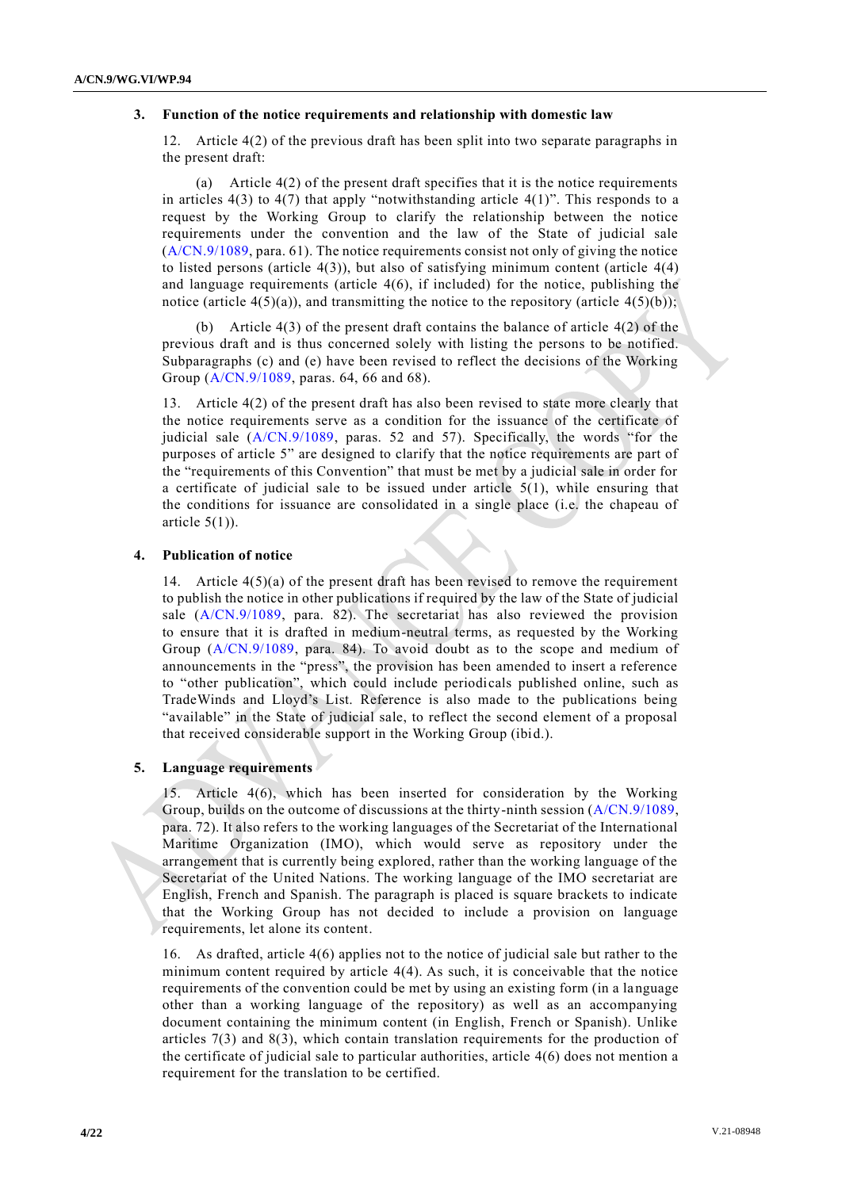### 3. Function of the notice requirements and relationship with domestic law

12. Article 4(2) of the previous draft has been split into two separate paragraphs in the present draft:

(a) Article 4(2) of the present draft specifies that it is the notice requirements in articles 4(3) to 4(7) that apply "notwithstanding article 4(1)". This responds to a request by the Working Group to clarify the relationship between the notice requirements under the convention and the law of the State of judicial sale (A/CN.9/1089, para. 61). The notice requirements consist not only of giving the notice to listed persons (article 4(3)), but also of satisfying minimum content (article 4(4) and language requirements (article 4(6), if included) for the notice, publishing the notice (article 4(5)(a)), and transmitting the notice to the repository (article 4(5)(b));

(b) Article 4(3) of the present draft contains the balance of article 4(2) of the previous draft and is thus concerned solely with listing the persons to be notified. Subparagraphs (c) and (e) have been revised to reflect the decisions of the Working Group (A/CN.9/1089, paras. 64, 66 and 68).

13. Article 4(2) of the present draft has also been revised to state more clearly that the notice requirements serve as a condition for the issuance of the certificate of judicial sale (A/CN.9/1089, paras. 52 and 57). Specifically, the words "for the purposes of article 5" are designed to clarify that the notice requirements are part of the "requirements of this Convention" that must be met by a judicial sale in order for a certificate of judicial sale to be issued under article 5(1), while ensuring that the conditions for issuance are consolidated in a single place (i.e. the chapeau of article 5(1)).

### 4. Publication of notice

14. Article 4(5)(a) of the present draft has been revised to remove the requirement to publish the notice in other publications if required by the law of the State of judicial sale (A/CN.9/1089, para. 82). The secretariat has also reviewed the provision to ensure that it is drafted in medium-neutral terms, as requested by the Working Group (A/CN.9/1089, para. 84). To avoid doubt as to the scope and medium of announcements in the "press", the provision has been amended to insert a reference to "other publication", which could include periodicals published online, such as TradeWinds and Lloyd's List. Reference is also made to the publications being "available" in the State of judicial sale, to reflect the second element of a proposal that received considerable support in the Working Group (ibid.).

### 5. Language requirements

15. Article 4(6), which has been inserted for consideration by the Working Group, builds on the outcome of discussions at the thirty-ninth session (A/CN.9/1089, para. 72). It also refers to the working languages of the Secretariat of the International Maritime Organization (IMO), which would serve as repository under the arrangement that is currently being explored, rather than the working language of the Secretariat of the United Nations. The working language of the IMO secretariat are English, French and Spanish. The paragraph is placed is square brackets to indicate that the Working Group has not decided to include a provision on language requirements, let alone its content.

16. As drafted, article 4(6) applies not to the notice of judicial sale but rather to the minimum content required by article 4(4). As such, it is conceivable that the notice requirements of the convention could be met by using an existing form (in a language other than a working language of the repository) as well as an accompanying document containing the minimum content (in English, French or Spanish). Unlike articles 7(3) and 8(3), which contain translation requirements for the production of the certificate of judicial sale to particular authorities, article 4(6) does not mention a requirement for the translation to be certified.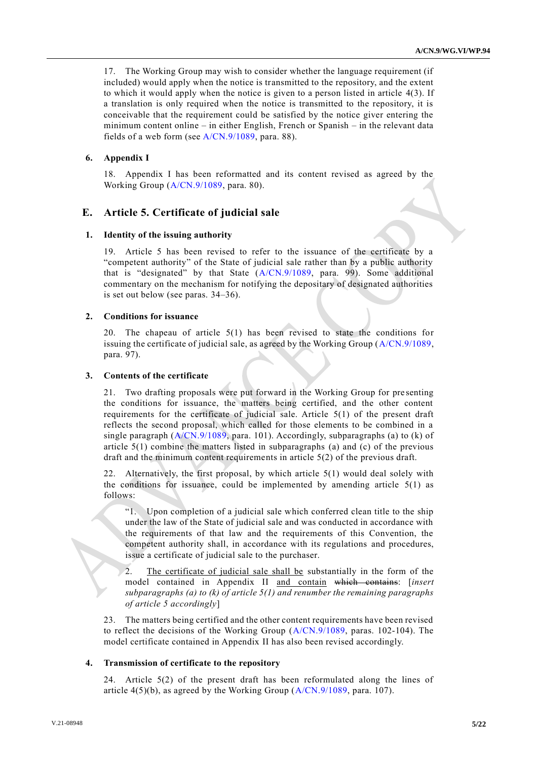17. The Working Group may wish to consider whether the language requirement (if included) would apply when the notice is transmitted to the repository, and the extent to which it would apply when the notice is given to a person listed in article 4(3). If a translation is only required when the notice is transmitted to the repository, it is conceivable that the requirement could be satisfied by the notice giver entering the minimum content online – in either English, French or Spanish – in the relevant data fields of a web form (see A/CN.9/1089, para. 88).

### 6. Appendix I

18. Appendix I has been reformatted and its content revised as agreed by the Working Group (A/CN.9/1089, para. 80).

## E. Article 5. Certificate of judicial sale

### 1. Identity of the issuing authority

19. Article 5 has been revised to refer to the issuance of the certificate by a "competent authority" of the State of judicial sale rather than by a public authority that is "designated" by that State (A/CN.9/1089, para. 99). Some additional commentary on the mechanism for notifying the depositary of designated authorities is set out below (see paras. 34–36).

### 2. Conditions for issuance

20. The chapeau of article 5(1) has been revised to state the conditions for issuing the certificate of judicial sale, as agreed by the Working Group (A/CN.9/1089, para. 97).

### 3. Contents of the certificate

21. Two drafting proposals were put forward in the Working Group for presenting the conditions for issuance, the matters being certified, and the other content requirements for the certificate of judicial sale. Article 5(1) of the present draft reflects the second proposal, which called for those elements to be combined in a single paragraph (A/CN.9/1089, para. 101). Accordingly, subparagraphs (a) to (k) of article 5(1) combine the matters listed in subparagraphs (a) and (c) of the previous draft and the minimum content requirements in article 5(2) of the previous draft.

22. Alternatively, the first proposal, by which article 5(1) would deal solely with the conditions for issuance, could be implemented by amending article 5(1) as follows:

> "1. Upon completion of a judicial sale which conferred clean title to the ship under the law of the State of judicial sale and was conducted in accordance with the requirements of that law and the requirements of this Convention, the competent authority shall, in accordance with its regulations and procedures, issue a certificate of judicial sale to the purchaser.
>
> 2. <u>The certificate of judicial sale shall be</u> substantially in the form of the model contained in Appendix II <u>and contain</u> ~~which contains~~: [*insert subparagraphs (a) to (k) of article 5(1) and renumber the remaining paragraphs of article 5 accordingly*]

23. The matters being certified and the other content requirements have been revised to reflect the decisions of the Working Group (A/CN.9/1089, paras. 102-104). The model certificate contained in Appendix II has also been revised accordingly.

### 4. Transmission of certificate to the repository

24. Article 5(2) of the present draft has been reformulated along the lines of article 4(5)(b), as agreed by the Working Group (A/CN.9/1089, para. 107).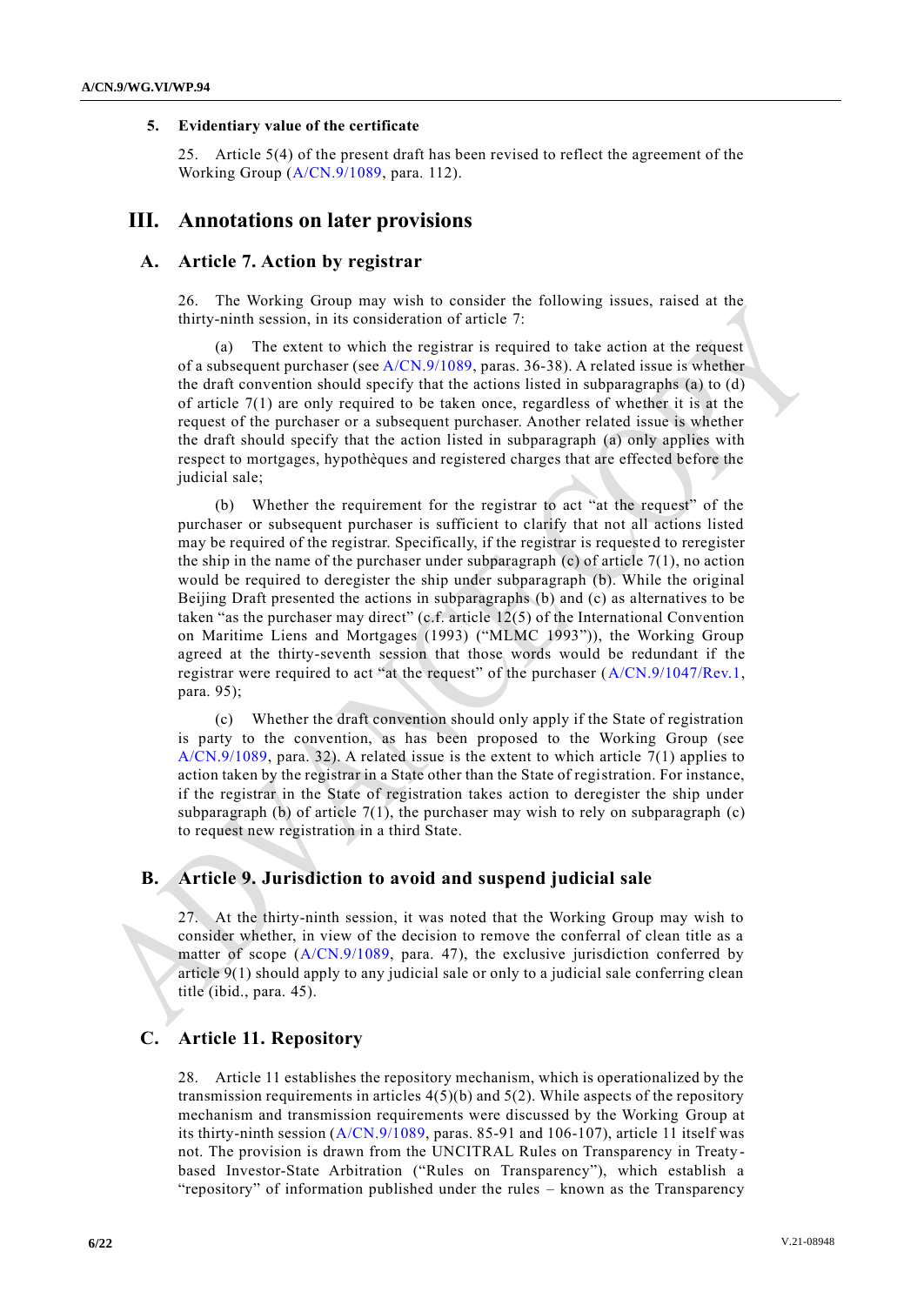### 5. Evidentiary value of the certificate

25. Article 5(4) of the present draft has been revised to reflect the agreement of the Working Group (A/CN.9/1089, para. 112).

## III. Annotations on later provisions

### A. Article 7. Action by registrar

26. The Working Group may wish to consider the following issues, raised at the thirty-ninth session, in its consideration of article 7:

(a) The extent to which the registrar is required to take action at the request of a subsequent purchaser (see A/CN.9/1089, paras. 36-38). A related issue is whether the draft convention should specify that the actions listed in subparagraphs (a) to (d) of article 7(1) are only required to be taken once, regardless of whether it is at the request of the purchaser or a subsequent purchaser. Another related issue is whether the draft should specify that the action listed in subparagraph (a) only applies with respect to mortgages, hypothèques and registered charges that are effected before the judicial sale;

(b) Whether the requirement for the registrar to act "at the request" of the purchaser or subsequent purchaser is sufficient to clarify that not all actions listed may be required of the registrar. Specifically, if the registrar is requested to reregister the ship in the name of the purchaser under subparagraph (c) of article 7(1), no action would be required to deregister the ship under subparagraph (b). While the original Beijing Draft presented the actions in subparagraphs (b) and (c) as alternatives to be taken "as the purchaser may direct" (c.f. article 12(5) of the International Convention on Maritime Liens and Mortgages (1993) ("MLMC 1993")), the Working Group agreed at the thirty-seventh session that those words would be redundant if the registrar were required to act "at the request" of the purchaser (A/CN.9/1047/Rev.1, para. 95);

(c) Whether the draft convention should only apply if the State of registration is party to the convention, as has been proposed to the Working Group (see A/CN.9/1089, para. 32). A related issue is the extent to which article 7(1) applies to action taken by the registrar in a State other than the State of registration. For instance, if the registrar in the State of registration takes action to deregister the ship under subparagraph (b) of article 7(1), the purchaser may wish to rely on subparagraph (c) to request new registration in a third State.

### B. Article 9. Jurisdiction to avoid and suspend judicial sale

27. At the thirty-ninth session, it was noted that the Working Group may wish to consider whether, in view of the decision to remove the conferral of clean title as a matter of scope (A/CN.9/1089, para. 47), the exclusive jurisdiction conferred by article 9(1) should apply to any judicial sale or only to a judicial sale conferring clean title (ibid., para. 45).

### C. Article 11. Repository

28. Article 11 establishes the repository mechanism, which is operationalized by the transmission requirements in articles 4(5)(b) and 5(2). While aspects of the repository mechanism and transmission requirements were discussed by the Working Group at its thirty-ninth session (A/CN.9/1089, paras. 85-91 and 106-107), article 11 itself was not. The provision is drawn from the UNCITRAL Rules on Transparency in Treaty-based Investor-State Arbitration ("Rules on Transparency"), which establish a "repository" of information published under the rules – known as the Transparency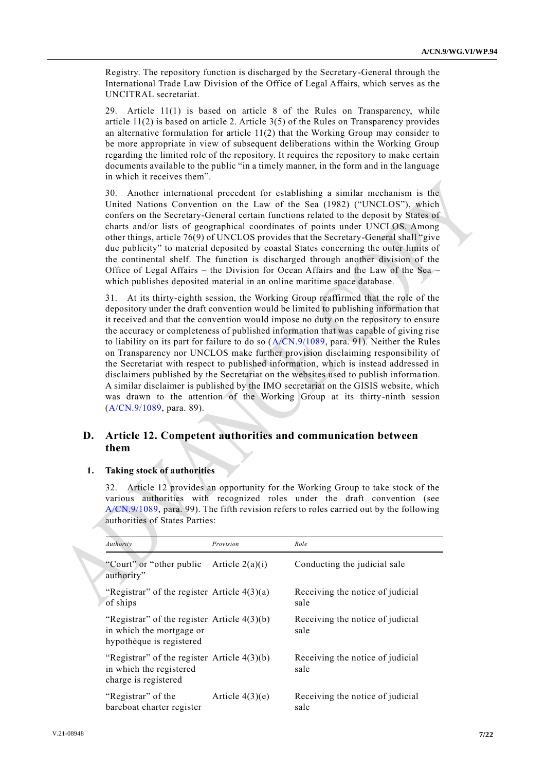Registry. The repository function is discharged by the Secretary-General through the International Trade Law Division of the Office of Legal Affairs, which serves as the UNCITRAL secretariat.

29. Article 11(1) is based on article 8 of the Rules on Transparency, while article 11(2) is based on article 2. Article 3(5) of the Rules on Transparency provides an alternative formulation for article 11(2) that the Working Group may consider to be more appropriate in view of subsequent deliberations within the Working Group regarding the limited role of the repository. It requires the repository to make certain documents available to the public "in a timely manner, in the form and in the language in which it receives them".

30. Another international precedent for establishing a similar mechanism is the United Nations Convention on the Law of the Sea (1982) ("UNCLOS"), which confers on the Secretary-General certain functions related to the deposit by States of charts and/or lists of geographical coordinates of points under UNCLOS. Among other things, article 76(9) of UNCLOS provides that the Secretary-General shall "give due publicity" to material deposited by coastal States concerning the outer limits of the continental shelf. The function is discharged through another division of the Office of Legal Affairs – the Division for Ocean Affairs and the Law of the Sea – which publishes deposited material in an online maritime space database.

31. At its thirty-eighth session, the Working Group reaffirmed that the role of the depository under the draft convention would be limited to publishing information that it received and that the convention would impose no duty on the repository to ensure the accuracy or completeness of published information that was capable of giving rise to liability on its part for failure to do so (A/CN.9/1089, para. 91). Neither the Rules on Transparency nor UNCLOS make further provision disclaiming responsibility of the Secretariat with respect to published information, which is instead addressed in disclaimers published by the Secretariat on the websites used to publish information. A similar disclaimer is published by the IMO secretariat on the GISIS website, which was drawn to the attention of the Working Group at its thirty-ninth session (A/CN.9/1089, para. 89).

## D. Article 12. Competent authorities and communication between them

### 1. Taking stock of authorities

32. Article 12 provides an opportunity for the Working Group to take stock of the various authorities with recognized roles under the draft convention (see A/CN.9/1089, para. 99). The fifth revision refers to roles carried out by the following authorities of States Parties:

| *Authority* | *Provision* | *Role* |
|---|---|---|
| "Court" or "other public authority" | Article 2(a)(i) | Conducting the judicial sale |
| "Registrar" of the register of ships | Article 4(3)(a) | Receiving the notice of judicial sale |
| "Registrar" of the register in which the mortgage or hypothèque is registered | Article 4(3)(b) | Receiving the notice of judicial sale |
| "Registrar" of the register in which the registered charge is registered | Article 4(3)(b) | Receiving the notice of judicial sale |
| "Registrar" of the bareboat charter register | Article 4(3)(e) | Receiving the notice of judicial sale |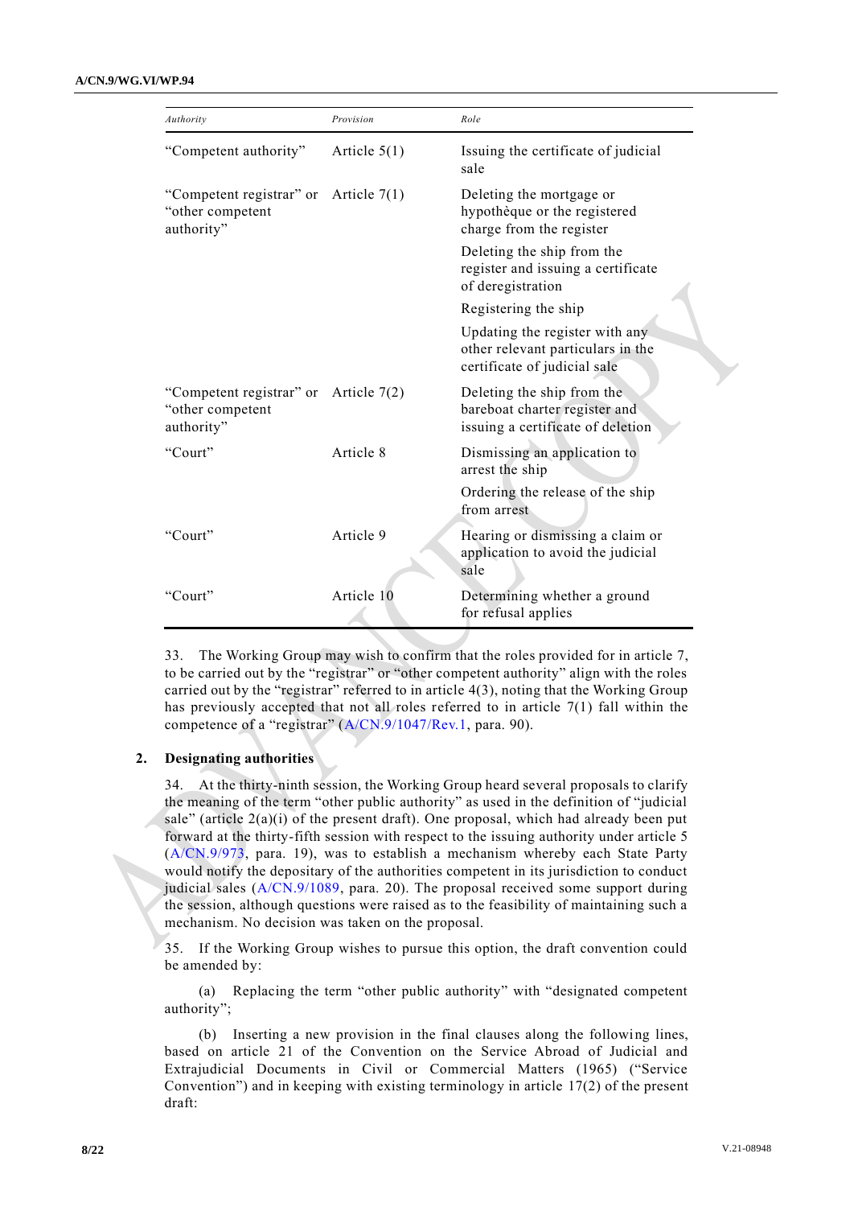| *Authority* | *Provision* | *Role* |
|---|---|---|
| "Competent authority" | Article 5(1) | Issuing the certificate of judicial sale |
| "Competent registrar" or "other competent authority" | Article 7(1) | Deleting the mortgage or hypothèque or the registered charge from the register |
| | | Deleting the ship from the register and issuing a certificate of deregistration |
| | | Registering the ship |
| | | Updating the register with any other relevant particulars in the certificate of judicial sale |
| "Competent registrar" or "other competent authority" | Article 7(2) | Deleting the ship from the bareboat charter register and issuing a certificate of deletion |
| "Court" | Article 8 | Dismissing an application to arrest the ship |
| | | Ordering the release of the ship from arrest |
| "Court" | Article 9 | Hearing or dismissing a claim or application to avoid the judicial sale |
| "Court" | Article 10 | Determining whether a ground for refusal applies |

33. The Working Group may wish to confirm that the roles provided for in article 7, to be carried out by the "registrar" or "other competent authority" align with the roles carried out by the "registrar" referred to in article 4(3), noting that the Working Group has previously accepted that not all roles referred to in article 7(1) fall within the competence of a "registrar" (A/CN.9/1047/Rev.1, para. 90).

## 2. Designating authorities

34. At the thirty-ninth session, the Working Group heard several proposals to clarify the meaning of the term "other public authority" as used in the definition of "judicial sale" (article 2(a)(i) of the present draft). One proposal, which had already been put forward at the thirty-fifth session with respect to the issuing authority under article 5 (A/CN.9/973, para. 19), was to establish a mechanism whereby each State Party would notify the depositary of the authorities competent in its jurisdiction to conduct judicial sales (A/CN.9/1089, para. 20). The proposal received some support during the session, although questions were raised as to the feasibility of maintaining such a mechanism. No decision was taken on the proposal.

35. If the Working Group wishes to pursue this option, the draft convention could be amended by:

(a) Replacing the term "other public authority" with "designated competent authority";

(b) Inserting a new provision in the final clauses along the following lines, based on article 21 of the Convention on the Service Abroad of Judicial and Extrajudicial Documents in Civil or Commercial Matters (1965) ("Service Convention") and in keeping with existing terminology in article 17(2) of the present draft: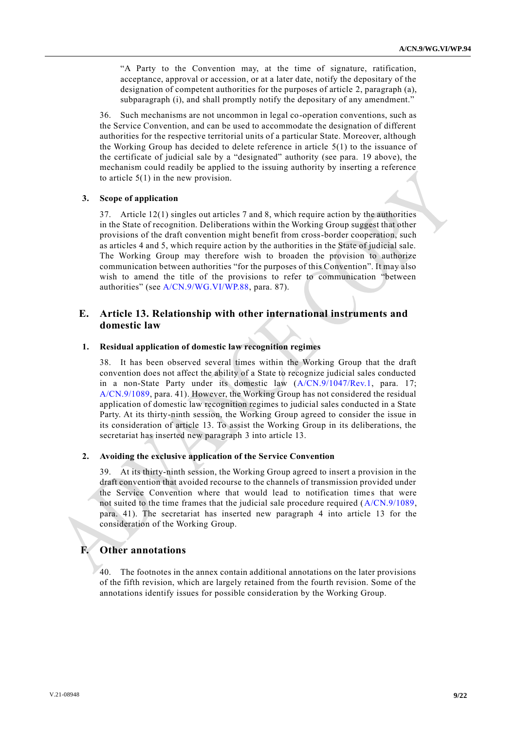"A Party to the Convention may, at the time of signature, ratification, acceptance, approval or accession, or at a later date, notify the depositary of the designation of competent authorities for the purposes of article 2, paragraph (a), subparagraph (i), and shall promptly notify the depositary of any amendment."

36. Such mechanisms are not uncommon in legal co-operation conventions, such as the Service Convention, and can be used to accommodate the designation of different authorities for the respective territorial units of a particular State. Moreover, although the Working Group has decided to delete reference in article 5(1) to the issuance of the certificate of judicial sale by a "designated" authority (see para. 19 above), the mechanism could readily be applied to the issuing authority by inserting a reference to article 5(1) in the new provision.

### 3. Scope of application

37. Article 12(1) singles out articles 7 and 8, which require action by the authorities in the State of recognition. Deliberations within the Working Group suggest that other provisions of the draft convention might benefit from cross-border cooperation, such as articles 4 and 5, which require action by the authorities in the State of judicial sale. The Working Group may therefore wish to broaden the provision to authorize communication between authorities "for the purposes of this Convention". It may also wish to amend the title of the provisions to refer to communication "between authorities" (see A/CN.9/WG.VI/WP.88, para. 87).

## E. Article 13. Relationship with other international instruments and domestic law

### 1. Residual application of domestic law recognition regimes

38. It has been observed several times within the Working Group that the draft convention does not affect the ability of a State to recognize judicial sales conducted in a non-State Party under its domestic law (A/CN.9/1047/Rev.1, para. 17; A/CN.9/1089, para. 41). However, the Working Group has not considered the residual application of domestic law recognition regimes to judicial sales conducted in a State Party. At its thirty-ninth session, the Working Group agreed to consider the issue in its consideration of article 13. To assist the Working Group in its deliberations, the secretariat has inserted new paragraph 3 into article 13.

### 2. Avoiding the exclusive application of the Service Convention

39. At its thirty-ninth session, the Working Group agreed to insert a provision in the draft convention that avoided recourse to the channels of transmission provided under the Service Convention where that would lead to notification times that were not suited to the time frames that the judicial sale procedure required (A/CN.9/1089, para. 41). The secretariat has inserted new paragraph 4 into article 13 for the consideration of the Working Group.

## F. Other annotations

40. The footnotes in the annex contain additional annotations on the later provisions of the fifth revision, which are largely retained from the fourth revision. Some of the annotations identify issues for possible consideration by the Working Group.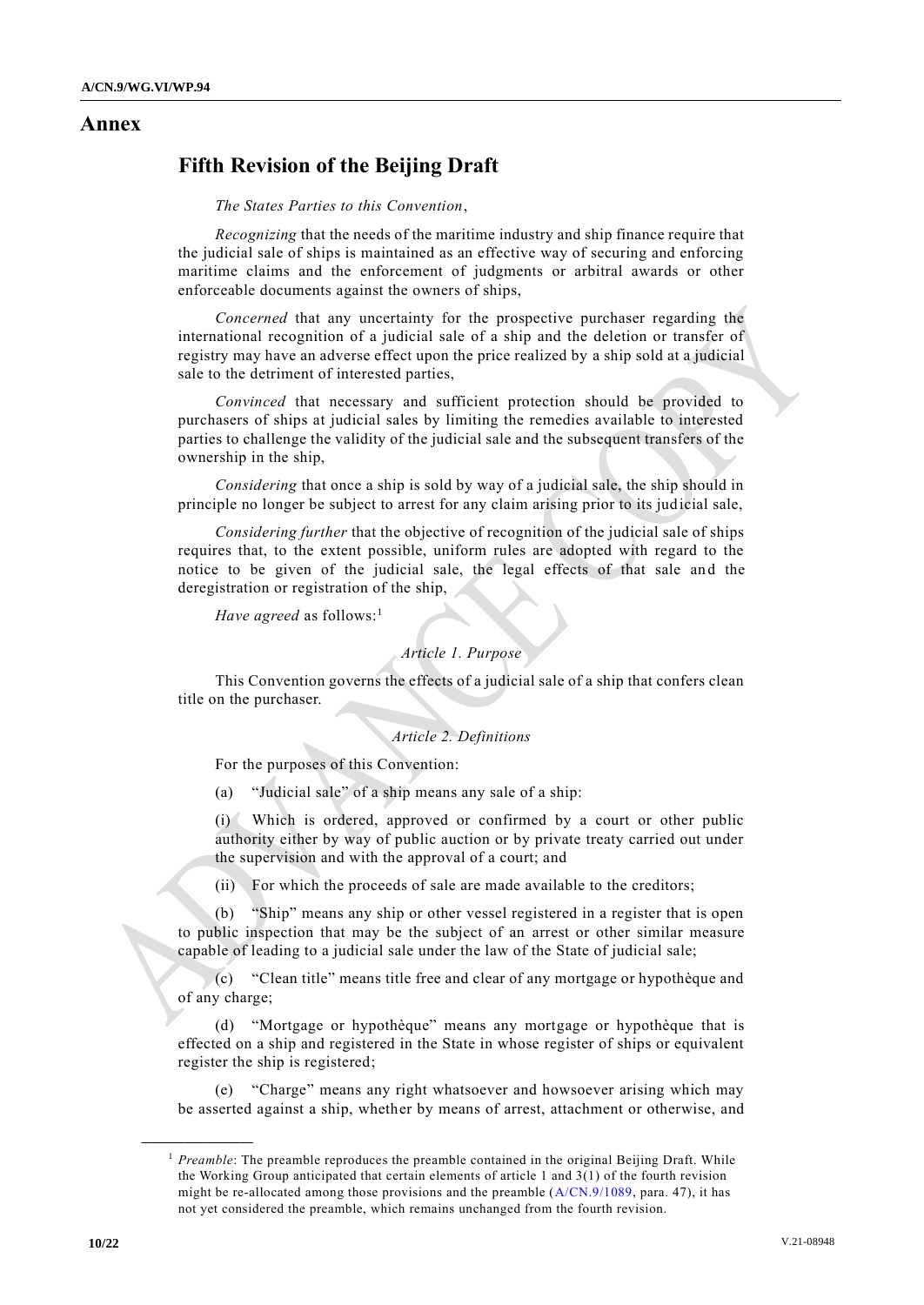# Annex

## Fifth Revision of the Beijing Draft

*The States Parties to this Convention*,

*Recognizing* that the needs of the maritime industry and ship finance require that the judicial sale of ships is maintained as an effective way of securing and enforcing maritime claims and the enforcement of judgments or arbitral awards or other enforceable documents against the owners of ships,

*Concerned* that any uncertainty for the prospective purchaser regarding the international recognition of a judicial sale of a ship and the deletion or transfer of registry may have an adverse effect upon the price realized by a ship sold at a judicial sale to the detriment of interested parties,

*Convinced* that necessary and sufficient protection should be provided to purchasers of ships at judicial sales by limiting the remedies available to interested parties to challenge the validity of the judicial sale and the subsequent transfers of the ownership in the ship,

*Considering* that once a ship is sold by way of a judicial sale, the ship should in principle no longer be subject to arrest for any claim arising prior to its judicial sale,

*Considering further* that the objective of recognition of the judicial sale of ships requires that, to the extent possible, uniform rules are adopted with regard to the notice to be given of the judicial sale, the legal effects of that sale and the deregistration or registration of the ship,

*Have agreed* as follows:[1]

*Article 1. Purpose*

This Convention governs the effects of a judicial sale of a ship that confers clean title on the purchaser.

*Article 2. Definitions*

For the purposes of this Convention:

(a) "Judicial sale" of a ship means any sale of a ship:

(i) Which is ordered, approved or confirmed by a court or other public authority either by way of public auction or by private treaty carried out under the supervision and with the approval of a court; and

(ii) For which the proceeds of sale are made available to the creditors;

(b) "Ship" means any ship or other vessel registered in a register that is open to public inspection that may be the subject of an arrest or other similar measure capable of leading to a judicial sale under the law of the State of judicial sale;

(c) "Clean title" means title free and clear of any mortgage or hypothèque and of any charge;

(d) "Mortgage or hypothèque" means any mortgage or hypothèque that is effected on a ship and registered in the State in whose register of ships or equivalent register the ship is registered;

(e) "Charge" means any right whatsoever and howsoever arising which may be asserted against a ship, whether by means of arrest, attachment or otherwise, and

---

[1] *Preamble*: The preamble reproduces the preamble contained in the original Beijing Draft. While the Working Group anticipated that certain elements of article 1 and 3(1) of the fourth revision might be re-allocated among those provisions and the preamble (A/CN.9/1089, para. 47), it has not yet considered the preamble, which remains unchanged from the fourth revision.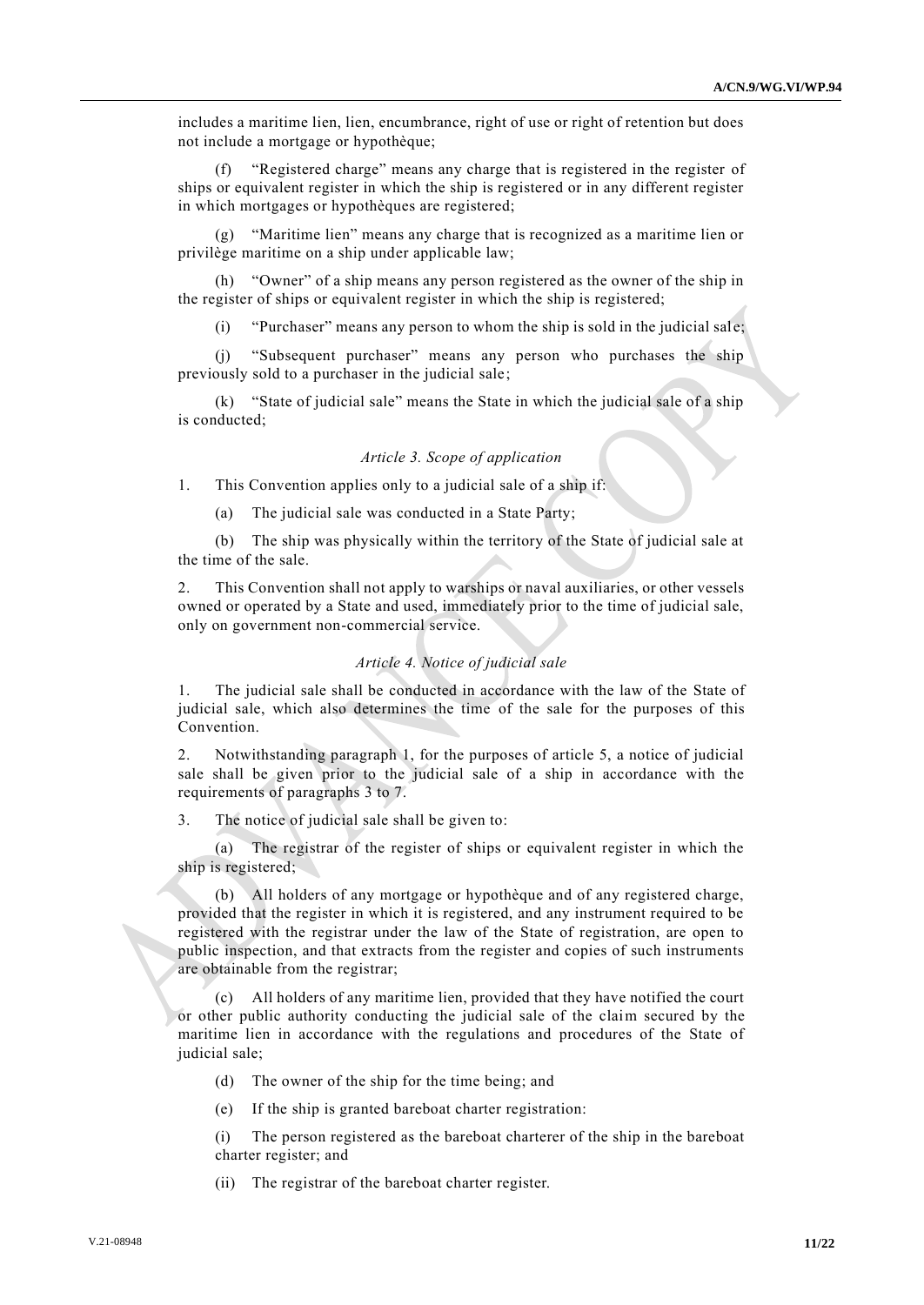includes a maritime lien, lien, encumbrance, right of use or right of retention but does not include a mortgage or hypothèque;

(f) "Registered charge" means any charge that is registered in the register of ships or equivalent register in which the ship is registered or in any different register in which mortgages or hypothèques are registered;

(g) "Maritime lien" means any charge that is recognized as a maritime lien or privilège maritime on a ship under applicable law;

(h) "Owner" of a ship means any person registered as the owner of the ship in the register of ships or equivalent register in which the ship is registered;

(i) "Purchaser" means any person to whom the ship is sold in the judicial sale;

(j) "Subsequent purchaser" means any person who purchases the ship previously sold to a purchaser in the judicial sale;

(k) "State of judicial sale" means the State in which the judicial sale of a ship is conducted;

*Article 3. Scope of application*

1. This Convention applies only to a judicial sale of a ship if:

(a) The judicial sale was conducted in a State Party;

(b) The ship was physically within the territory of the State of judicial sale at the time of the sale.

2. This Convention shall not apply to warships or naval auxiliaries, or other vessels owned or operated by a State and used, immediately prior to the time of judicial sale, only on government non-commercial service.

*Article 4. Notice of judicial sale*

1. The judicial sale shall be conducted in accordance with the law of the State of judicial sale, which also determines the time of the sale for the purposes of this Convention.

2. Notwithstanding paragraph 1, for the purposes of article 5, a notice of judicial sale shall be given prior to the judicial sale of a ship in accordance with the requirements of paragraphs 3 to 7.

3. The notice of judicial sale shall be given to:

(a) The registrar of the register of ships or equivalent register in which the ship is registered;

(b) All holders of any mortgage or hypothèque and of any registered charge, provided that the register in which it is registered, and any instrument required to be registered with the registrar under the law of the State of registration, are open to public inspection, and that extracts from the register and copies of such instruments are obtainable from the registrar;

(c) All holders of any maritime lien, provided that they have notified the court or other public authority conducting the judicial sale of the claim secured by the maritime lien in accordance with the regulations and procedures of the State of judicial sale;

(d) The owner of the ship for the time being; and

(e) If the ship is granted bareboat charter registration:

(i) The person registered as the bareboat charterer of the ship in the bareboat charter register; and

(ii) The registrar of the bareboat charter register.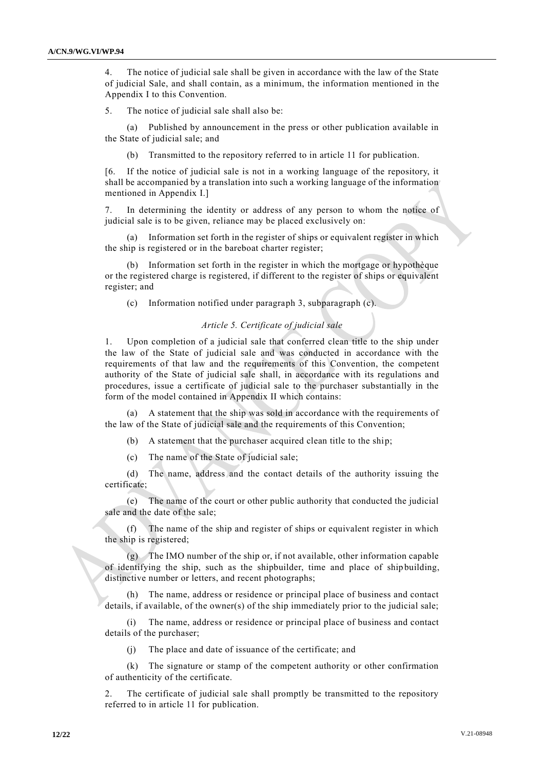4. The notice of judicial sale shall be given in accordance with the law of the State of judicial Sale, and shall contain, as a minimum, the information mentioned in the Appendix I to this Convention.

5. The notice of judicial sale shall also be:

(a) Published by announcement in the press or other publication available in the State of judicial sale; and

(b) Transmitted to the repository referred to in article 11 for publication.

[6. If the notice of judicial sale is not in a working language of the repository, it shall be accompanied by a translation into such a working language of the information mentioned in Appendix I.]

7. In determining the identity or address of any person to whom the notice of judicial sale is to be given, reliance may be placed exclusively on:

(a) Information set forth in the register of ships or equivalent register in which the ship is registered or in the bareboat charter register;

(b) Information set forth in the register in which the mortgage or hypothèque or the registered charge is registered, if different to the register of ships or equivalent register; and

(c) Information notified under paragraph 3, subparagraph (c).

*Article 5. Certificate of judicial sale*

1. Upon completion of a judicial sale that conferred clean title to the ship under the law of the State of judicial sale and was conducted in accordance with the requirements of that law and the requirements of this Convention, the competent authority of the State of judicial sale shall, in accordance with its regulations and procedures, issue a certificate of judicial sale to the purchaser substantially in the form of the model contained in Appendix II which contains:

(a) A statement that the ship was sold in accordance with the requirements of the law of the State of judicial sale and the requirements of this Convention;

(b) A statement that the purchaser acquired clean title to the ship;

(c) The name of the State of judicial sale;

(d) The name, address and the contact details of the authority issuing the certificate;

(e) The name of the court or other public authority that conducted the judicial sale and the date of the sale;

(f) The name of the ship and register of ships or equivalent register in which the ship is registered;

(g) The IMO number of the ship or, if not available, other information capable of identifying the ship, such as the shipbuilder, time and place of shipbuilding, distinctive number or letters, and recent photographs;

(h) The name, address or residence or principal place of business and contact details, if available, of the owner(s) of the ship immediately prior to the judicial sale;

(i) The name, address or residence or principal place of business and contact details of the purchaser;

(j) The place and date of issuance of the certificate; and

(k) The signature or stamp of the competent authority or other confirmation of authenticity of the certificate.

2. The certificate of judicial sale shall promptly be transmitted to the repository referred to in article 11 for publication.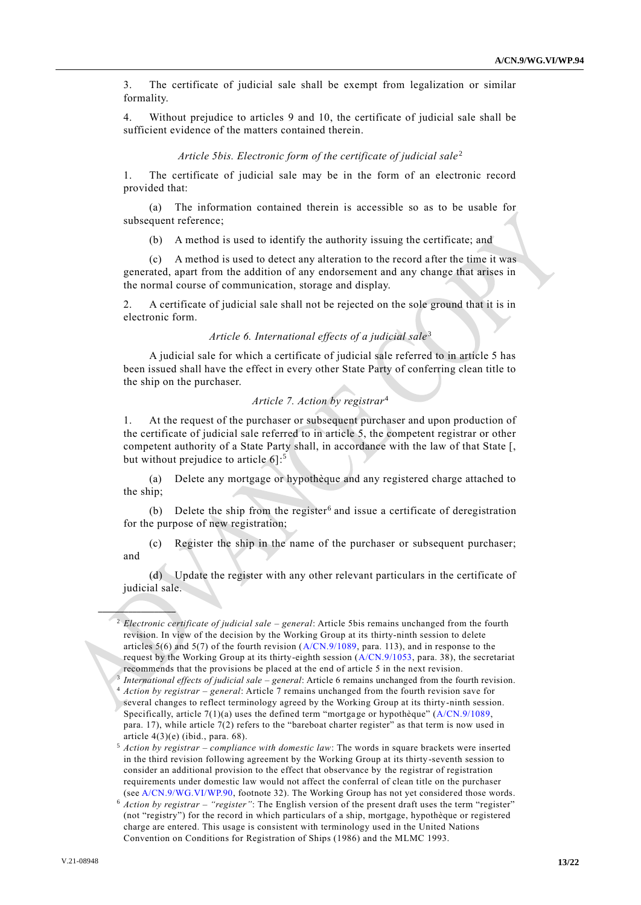3. The certificate of judicial sale shall be exempt from legalization or similar formality.

4. Without prejudice to articles 9 and 10, the certificate of judicial sale shall be sufficient evidence of the matters contained therein.

*Article 5bis. Electronic form of the certificate of judicial sale*[2]

1. The certificate of judicial sale may be in the form of an electronic record provided that:

(a) The information contained therein is accessible so as to be usable for subsequent reference;

(b) A method is used to identify the authority issuing the certificate; and

(c) A method is used to detect any alteration to the record after the time it was generated, apart from the addition of any endorsement and any change that arises in the normal course of communication, storage and display.

2. A certificate of judicial sale shall not be rejected on the sole ground that it is in electronic form.

*Article 6. International effects of a judicial sale*[3]

A judicial sale for which a certificate of judicial sale referred to in article 5 has been issued shall have the effect in every other State Party of conferring clean title to the ship on the purchaser.

*Article 7. Action by registrar*[4]

1. At the request of the purchaser or subsequent purchaser and upon production of the certificate of judicial sale referred to in article 5, the competent registrar or other competent authority of a State Party shall, in accordance with the law of that State [, but without prejudice to article 6]:[5]

(a) Delete any mortgage or hypothèque and any registered charge attached to the ship;

(b) Delete the ship from the register[6] and issue a certificate of deregistration for the purpose of new registration;

(c) Register the ship in the name of the purchaser or subsequent purchaser; and

(d) Update the register with any other relevant particulars in the certificate of judicial sale.

---

[2] *Electronic certificate of judicial sale – general*: Article 5bis remains unchanged from the fourth revision. In view of the decision by the Working Group at its thirty-ninth session to delete articles 5(6) and 5(7) of the fourth revision (A/CN.9/1089, para. 113), and in response to the request by the Working Group at its thirty-eighth session (A/CN.9/1053, para. 38), the secretariat recommends that the provisions be placed at the end of article 5 in the next revision.

[3] *International effects of judicial sale – general*: Article 6 remains unchanged from the fourth revision.

[4] *Action by registrar – general*: Article 7 remains unchanged from the fourth revision save for several changes to reflect terminology agreed by the Working Group at its thirty-ninth session. Specifically, article 7(1)(a) uses the defined term "mortgage or hypothèque" (A/CN.9/1089, para. 17), while article 7(2) refers to the "bareboat charter register" as that term is now used in article 4(3)(e) (ibid., para. 68).

[5] *Action by registrar – compliance with domestic law*: The words in square brackets were inserted in the third revision following agreement by the Working Group at its thirty-seventh session to consider an additional provision to the effect that observance by the registrar of registration requirements under domestic law would not affect the conferral of clean title on the purchaser (see A/CN.9/WG.VI/WP.90, footnote 32). The Working Group has not yet considered those words.

[6] *Action by registrar – "register"*: The English version of the present draft uses the term "register" (not "registry") for the record in which particulars of a ship, mortgage, hypothèque or registered charge are entered. This usage is consistent with terminology used in the United Nations Convention on Conditions for Registration of Ships (1986) and the MLMC 1993.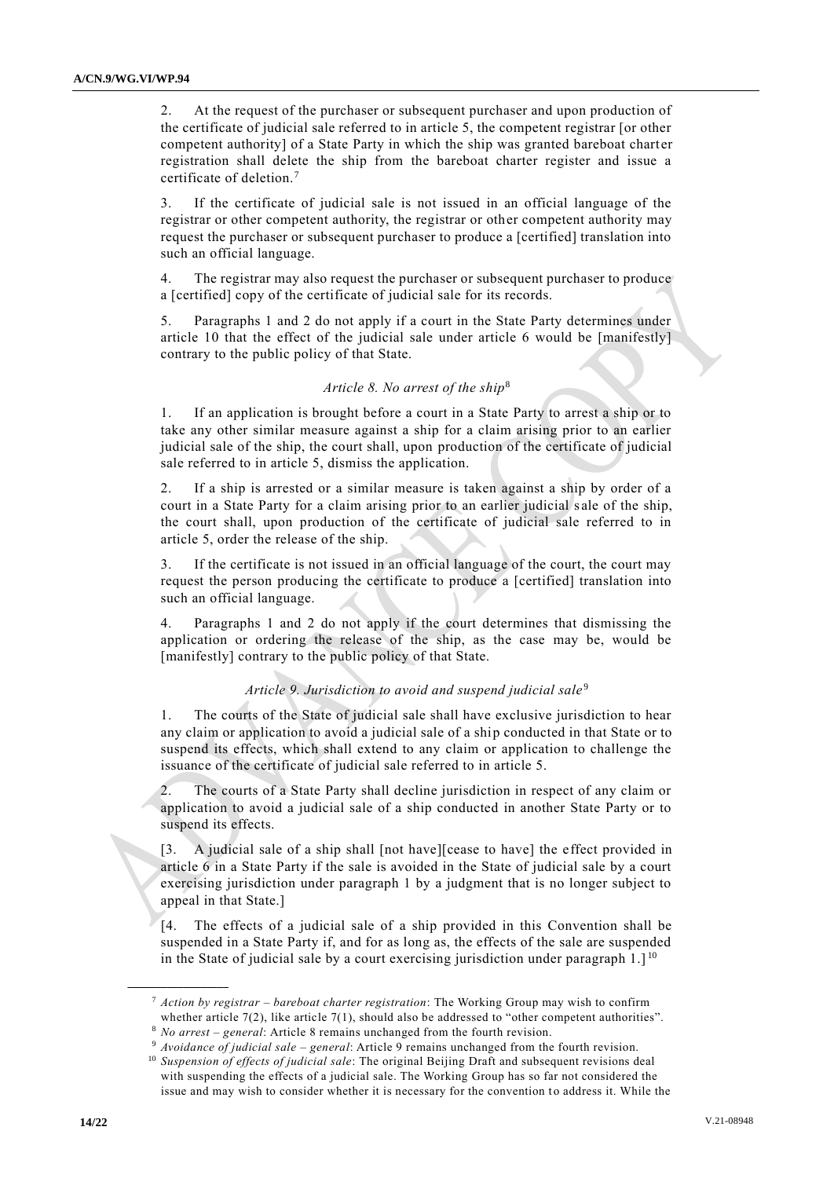2. At the request of the purchaser or subsequent purchaser and upon production of the certificate of judicial sale referred to in article 5, the competent registrar [or other competent authority] of a State Party in which the ship was granted bareboat charter registration shall delete the ship from the bareboat charter register and issue a certificate of deletion.[7]

3. If the certificate of judicial sale is not issued in an official language of the registrar or other competent authority, the registrar or other competent authority may request the purchaser or subsequent purchaser to produce a [certified] translation into such an official language.

4. The registrar may also request the purchaser or subsequent purchaser to produce a [certified] copy of the certificate of judicial sale for its records.

5. Paragraphs 1 and 2 do not apply if a court in the State Party determines under article 10 that the effect of the judicial sale under article 6 would be [manifestly] contrary to the public policy of that State.

*Article 8. No arrest of the ship*[8]

1. If an application is brought before a court in a State Party to arrest a ship or to take any other similar measure against a ship for a claim arising prior to an earlier judicial sale of the ship, the court shall, upon production of the certificate of judicial sale referred to in article 5, dismiss the application.

2. If a ship is arrested or a similar measure is taken against a ship by order of a court in a State Party for a claim arising prior to an earlier judicial sale of the ship, the court shall, upon production of the certificate of judicial sale referred to in article 5, order the release of the ship.

3. If the certificate is not issued in an official language of the court, the court may request the person producing the certificate to produce a [certified] translation into such an official language.

4. Paragraphs 1 and 2 do not apply if the court determines that dismissing the application or ordering the release of the ship, as the case may be, would be [manifestly] contrary to the public policy of that State.

*Article 9. Jurisdiction to avoid and suspend judicial sale*[9]

1. The courts of the State of judicial sale shall have exclusive jurisdiction to hear any claim or application to avoid a judicial sale of a ship conducted in that State or to suspend its effects, which shall extend to any claim or application to challenge the issuance of the certificate of judicial sale referred to in article 5.

2. The courts of a State Party shall decline jurisdiction in respect of any claim or application to avoid a judicial sale of a ship conducted in another State Party or to suspend its effects.

[3. A judicial sale of a ship shall [not have][cease to have] the effect provided in article 6 in a State Party if the sale is avoided in the State of judicial sale by a court exercising jurisdiction under paragraph 1 by a judgment that is no longer subject to appeal in that State.]

[4. The effects of a judicial sale of a ship provided in this Convention shall be suspended in a State Party if, and for as long as, the effects of the sale are suspended in the State of judicial sale by a court exercising jurisdiction under paragraph 1.][10]

---

[7] *Action by registrar – bareboat charter registration*: The Working Group may wish to confirm whether article 7(2), like article 7(1), should also be addressed to "other competent authorities".

[8] *No arrest – general*: Article 8 remains unchanged from the fourth revision.

[9] *Avoidance of judicial sale – general*: Article 9 remains unchanged from the fourth revision.

[10] *Suspension of effects of judicial sale*: The original Beijing Draft and subsequent revisions deal with suspending the effects of a judicial sale. The Working Group has so far not considered the issue and may wish to consider whether it is necessary for the convention to address it. While the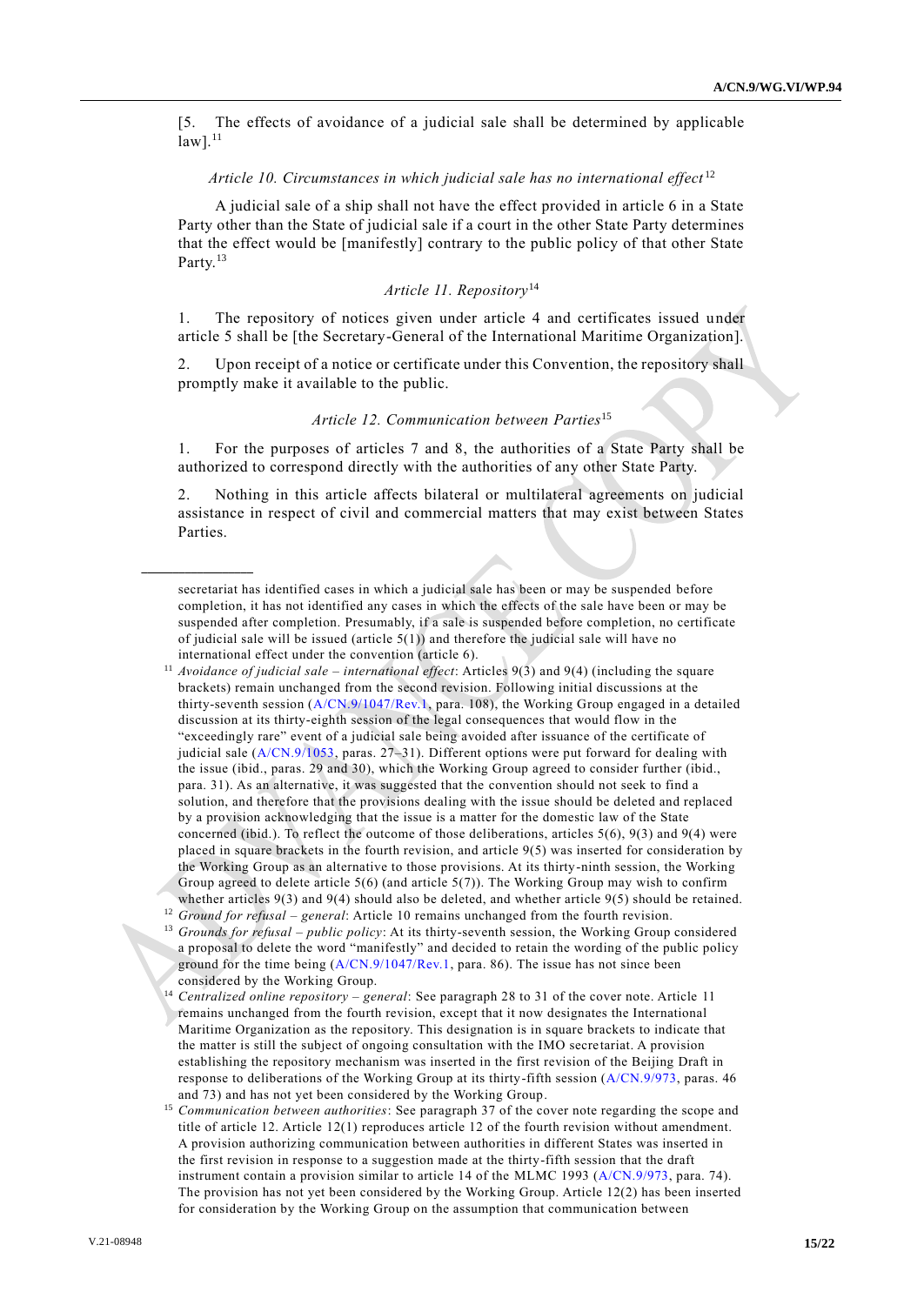[5. The effects of avoidance of a judicial sale shall be determined by applicable law].[11]

*Article 10. Circumstances in which judicial sale has no international effect*[12]

A judicial sale of a ship shall not have the effect provided in article 6 in a State Party other than the State of judicial sale if a court in the other State Party determines that the effect would be [manifestly] contrary to the public policy of that other State Party.[13]

*Article 11. Repository*[14]

1. The repository of notices given under article 4 and certificates issued under article 5 shall be [the Secretary-General of the International Maritime Organization].

2. Upon receipt of a notice or certificate under this Convention, the repository shall promptly make it available to the public.

*Article 12. Communication between Parties*[15]

1. For the purposes of articles 7 and 8, the authorities of a State Party shall be authorized to correspond directly with the authorities of any other State Party.

2. Nothing in this article affects bilateral or multilateral agreements on judicial assistance in respect of civil and commercial matters that may exist between States Parties.

---

secretariat has identified cases in which a judicial sale has been or may be suspended before completion, it has not identified any cases in which the effects of the sale have been or may be suspended after completion. Presumably, if a sale is suspended before completion, no certificate of judicial sale will be issued (article 5(1)) and therefore the judicial sale will have no international effect under the convention (article 6).

[11] *Avoidance of judicial sale – international effect*: Articles 9(3) and 9(4) (including the square brackets) remain unchanged from the second revision. Following initial discussions at the thirty-seventh session (A/CN.9/1047/Rev.1, para. 108), the Working Group engaged in a detailed discussion at its thirty-eighth session of the legal consequences that would flow in the "exceedingly rare" event of a judicial sale being avoided after issuance of the certificate of judicial sale (A/CN.9/1053, paras. 27–31). Different options were put forward for dealing with the issue (ibid., paras. 29 and 30), which the Working Group agreed to consider further (ibid., para. 31). As an alternative, it was suggested that the convention should not seek to find a solution, and therefore that the provisions dealing with the issue should be deleted and replaced by a provision acknowledging that the issue is a matter for the domestic law of the State concerned (ibid.). To reflect the outcome of those deliberations, articles 5(6), 9(3) and 9(4) were placed in square brackets in the fourth revision, and article 9(5) was inserted for consideration by the Working Group as an alternative to those provisions. At its thirty-ninth session, the Working Group agreed to delete article 5(6) (and article 5(7)). The Working Group may wish to confirm whether articles 9(3) and 9(4) should also be deleted, and whether article 9(5) should be retained.

[12] *Ground for refusal – general*: Article 10 remains unchanged from the fourth revision.

[13] *Grounds for refusal – public policy*: At its thirty-seventh session, the Working Group considered a proposal to delete the word "manifestly" and decided to retain the wording of the public policy ground for the time being (A/CN.9/1047/Rev.1, para. 86). The issue has not since been considered by the Working Group.

[14] *Centralized online repository – general*: See paragraph 28 to 31 of the cover note. Article 11 remains unchanged from the fourth revision, except that it now designates the International Maritime Organization as the repository. This designation is in square brackets to indicate that the matter is still the subject of ongoing consultation with the IMO secretariat. A provision establishing the repository mechanism was inserted in the first revision of the Beijing Draft in response to deliberations of the Working Group at its thirty-fifth session (A/CN.9/973, paras. 46 and 73) and has not yet been considered by the Working Group.

[15] *Communication between authorities*: See paragraph 37 of the cover note regarding the scope and title of article 12. Article 12(1) reproduces article 12 of the fourth revision without amendment. A provision authorizing communication between authorities in different States was inserted in the first revision in response to a suggestion made at the thirty-fifth session that the draft instrument contain a provision similar to article 14 of the MLMC 1993 (A/CN.9/973, para. 74). The provision has not yet been considered by the Working Group. Article 12(2) has been inserted for consideration by the Working Group on the assumption that communication between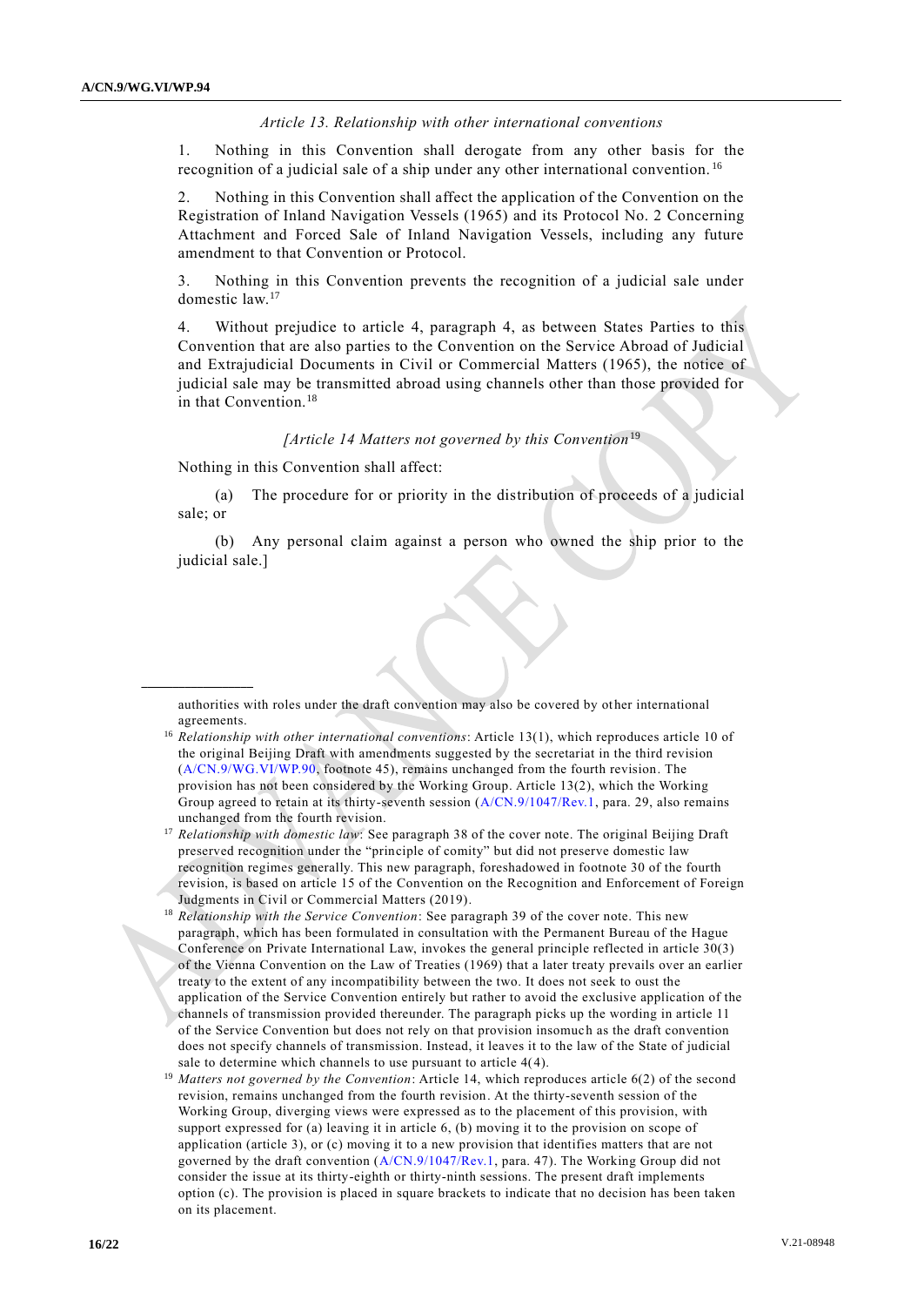*Article 13. Relationship with other international conventions*

1. Nothing in this Convention shall derogate from any other basis for the recognition of a judicial sale of a ship under any other international convention.[16]

2. Nothing in this Convention shall affect the application of the Convention on the Registration of Inland Navigation Vessels (1965) and its Protocol No. 2 Concerning Attachment and Forced Sale of Inland Navigation Vessels, including any future amendment to that Convention or Protocol.

3. Nothing in this Convention prevents the recognition of a judicial sale under domestic law.[17]

4. Without prejudice to article 4, paragraph 4, as between States Parties to this Convention that are also parties to the Convention on the Service Abroad of Judicial and Extrajudicial Documents in Civil or Commercial Matters (1965), the notice of judicial sale may be transmitted abroad using channels other than those provided for in that Convention.[18]

*[Article 14 Matters not governed by this Convention*[19]

Nothing in this Convention shall affect:

(a) The procedure for or priority in the distribution of proceeds of a judicial sale; or

(b) Any personal claim against a person who owned the ship prior to the judicial sale.]

---

authorities with roles under the draft convention may also be covered by other international agreements.

[16] *Relationship with other international conventions*: Article 13(1), which reproduces article 10 of the original Beijing Draft with amendments suggested by the secretariat in the third revision (A/CN.9/WG.VI/WP.90, footnote 45), remains unchanged from the fourth revision. The provision has not been considered by the Working Group. Article 13(2), which the Working Group agreed to retain at its thirty-seventh session (A/CN.9/1047/Rev.1, para. 29, also remains unchanged from the fourth revision.

[17] *Relationship with domestic law*: See paragraph 38 of the cover note. The original Beijing Draft preserved recognition under the "principle of comity" but did not preserve domestic law recognition regimes generally. This new paragraph, foreshadowed in footnote 30 of the fourth revision, is based on article 15 of the Convention on the Recognition and Enforcement of Foreign Judgments in Civil or Commercial Matters (2019).

[18] *Relationship with the Service Convention*: See paragraph 39 of the cover note. This new paragraph, which has been formulated in consultation with the Permanent Bureau of the Hague Conference on Private International Law, invokes the general principle reflected in article 30(3) of the Vienna Convention on the Law of Treaties (1969) that a later treaty prevails over an earlier treaty to the extent of any incompatibility between the two. It does not seek to oust the application of the Service Convention entirely but rather to avoid the exclusive application of the channels of transmission provided thereunder. The paragraph picks up the wording in article 11 of the Service Convention but does not rely on that provision insomuch as the draft convention does not specify channels of transmission. Instead, it leaves it to the law of the State of judicial sale to determine which channels to use pursuant to article 4(4).

[19] *Matters not governed by the Convention*: Article 14, which reproduces article 6(2) of the second revision, remains unchanged from the fourth revision. At the thirty-seventh session of the Working Group, diverging views were expressed as to the placement of this provision, with support expressed for (a) leaving it in article 6, (b) moving it to the provision on scope of application (article 3), or (c) moving it to a new provision that identifies matters that are not governed by the draft convention (A/CN.9/1047/Rev.1, para. 47). The Working Group did not consider the issue at its thirty-eighth or thirty-ninth sessions. The present draft implements option (c). The provision is placed in square brackets to indicate that no decision has been taken on its placement.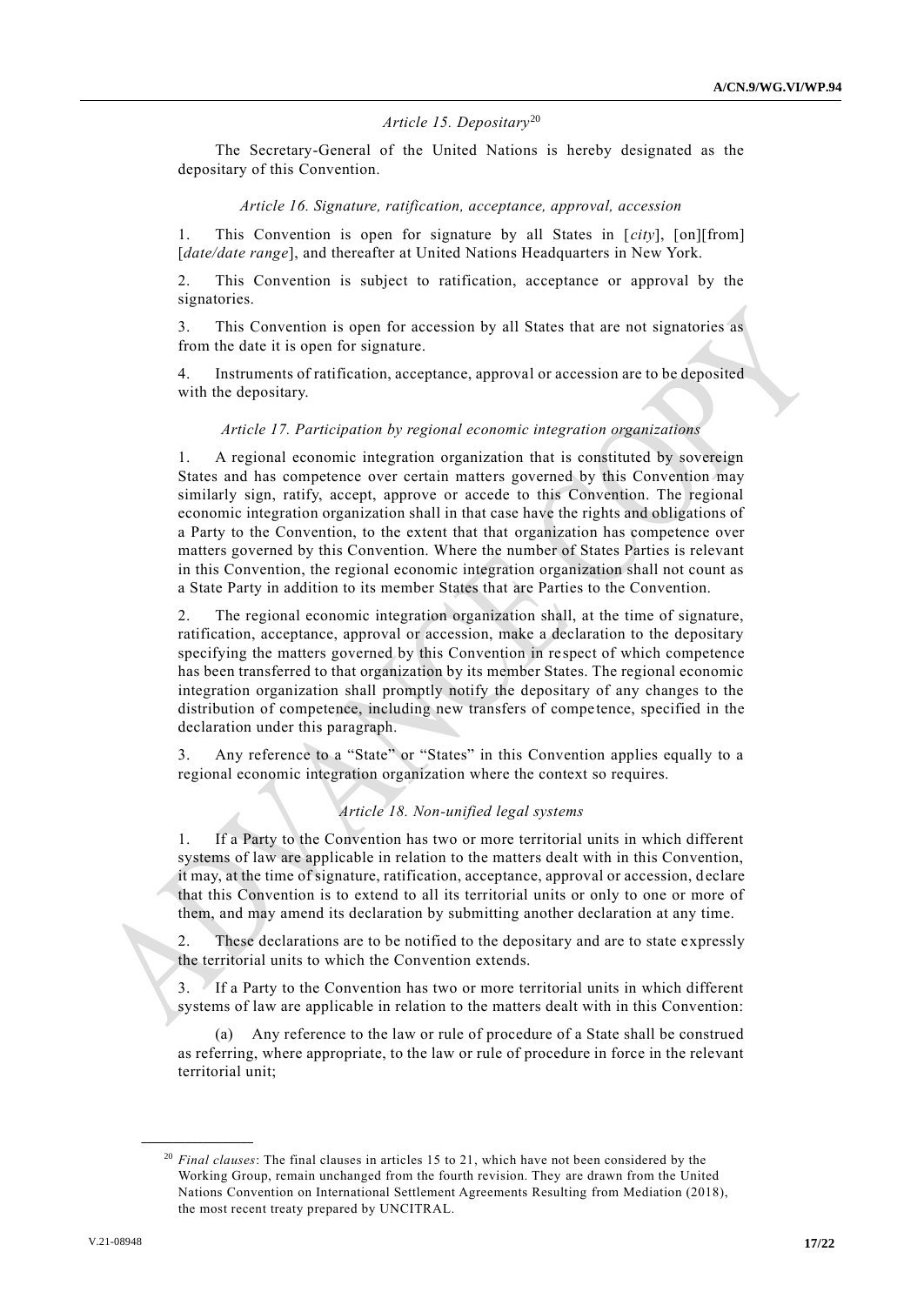*Article 15. Depositary*[20]

The Secretary-General of the United Nations is hereby designated as the depositary of this Convention.

*Article 16. Signature, ratification, acceptance, approval, accession*

1. This Convention is open for signature by all States in [*city*], [on][from] [*date/date range*], and thereafter at United Nations Headquarters in New York.

2. This Convention is subject to ratification, acceptance or approval by the signatories.

3. This Convention is open for accession by all States that are not signatories as from the date it is open for signature.

4. Instruments of ratification, acceptance, approval or accession are to be deposited with the depositary.

*Article 17. Participation by regional economic integration organizations*

1. A regional economic integration organization that is constituted by sovereign States and has competence over certain matters governed by this Convention may similarly sign, ratify, accept, approve or accede to this Convention. The regional economic integration organization shall in that case have the rights and obligations of a Party to the Convention, to the extent that that organization has competence over matters governed by this Convention. Where the number of States Parties is relevant in this Convention, the regional economic integration organization shall not count as a State Party in addition to its member States that are Parties to the Convention.

2. The regional economic integration organization shall, at the time of signature, ratification, acceptance, approval or accession, make a declaration to the depositary specifying the matters governed by this Convention in respect of which competence has been transferred to that organization by its member States. The regional economic integration organization shall promptly notify the depositary of any changes to the distribution of competence, including new transfers of competence, specified in the declaration under this paragraph.

3. Any reference to a "State" or "States" in this Convention applies equally to a regional economic integration organization where the context so requires.

*Article 18. Non-unified legal systems*

1. If a Party to the Convention has two or more territorial units in which different systems of law are applicable in relation to the matters dealt with in this Convention, it may, at the time of signature, ratification, acceptance, approval or accession, declare that this Convention is to extend to all its territorial units or only to one or more of them, and may amend its declaration by submitting another declaration at any time.

2. These declarations are to be notified to the depositary and are to state expressly the territorial units to which the Convention extends.

3. If a Party to the Convention has two or more territorial units in which different systems of law are applicable in relation to the matters dealt with in this Convention:

(a) Any reference to the law or rule of procedure of a State shall be construed as referring, where appropriate, to the law or rule of procedure in force in the relevant territorial unit;

---

[20] *Final clauses*: The final clauses in articles 15 to 21, which have not been considered by the Working Group, remain unchanged from the fourth revision. They are drawn from the United Nations Convention on International Settlement Agreements Resulting from Mediation (2018), the most recent treaty prepared by UNCITRAL.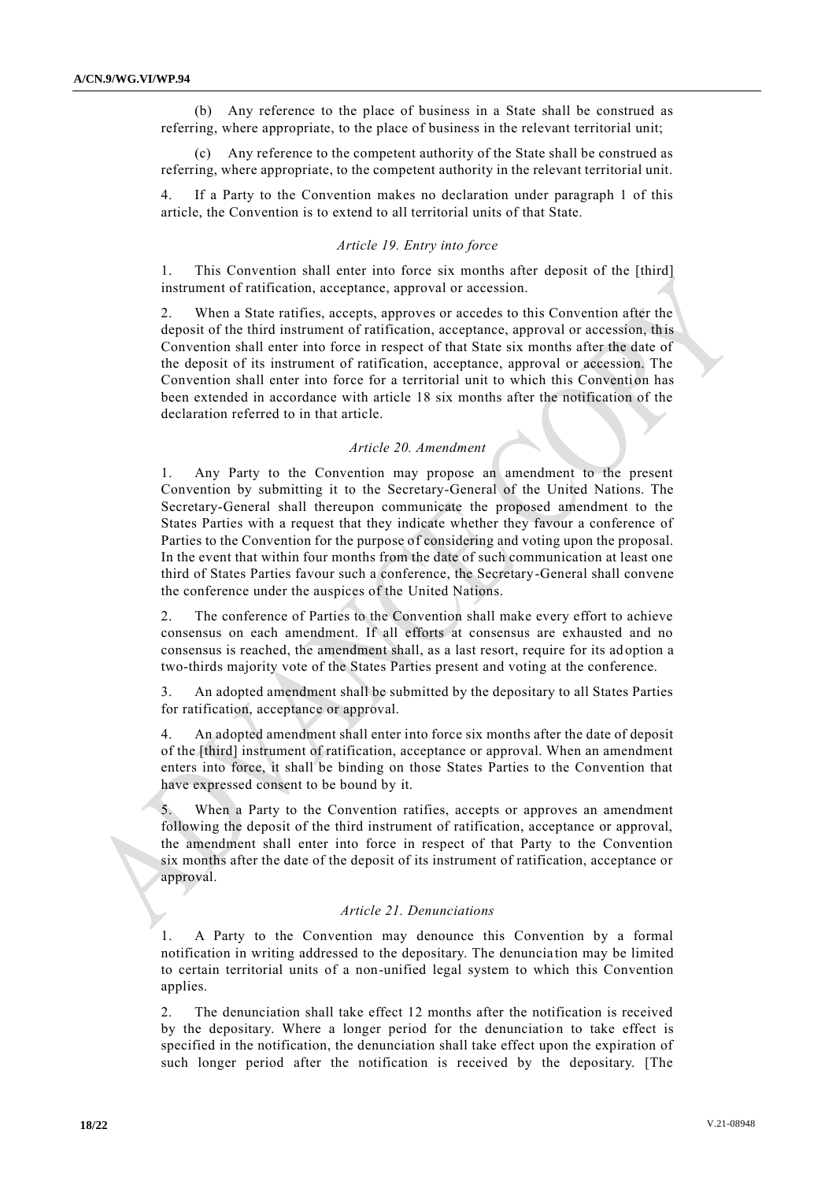(b) Any reference to the place of business in a State shall be construed as referring, where appropriate, to the place of business in the relevant territorial unit;

(c) Any reference to the competent authority of the State shall be construed as referring, where appropriate, to the competent authority in the relevant territorial unit.

4. If a Party to the Convention makes no declaration under paragraph 1 of this article, the Convention is to extend to all territorial units of that State.

*Article 19. Entry into force*

1. This Convention shall enter into force six months after deposit of the [third] instrument of ratification, acceptance, approval or accession.

2. When a State ratifies, accepts, approves or accedes to this Convention after the deposit of the third instrument of ratification, acceptance, approval or accession, this Convention shall enter into force in respect of that State six months after the date of the deposit of its instrument of ratification, acceptance, approval or accession. The Convention shall enter into force for a territorial unit to which this Convention has been extended in accordance with article 18 six months after the notification of the declaration referred to in that article.

*Article 20. Amendment*

1. Any Party to the Convention may propose an amendment to the present Convention by submitting it to the Secretary-General of the United Nations. The Secretary-General shall thereupon communicate the proposed amendment to the States Parties with a request that they indicate whether they favour a conference of Parties to the Convention for the purpose of considering and voting upon the proposal. In the event that within four months from the date of such communication at least one third of States Parties favour such a conference, the Secretary-General shall convene the conference under the auspices of the United Nations.

2. The conference of Parties to the Convention shall make every effort to achieve consensus on each amendment. If all efforts at consensus are exhausted and no consensus is reached, the amendment shall, as a last resort, require for its adoption a two-thirds majority vote of the States Parties present and voting at the conference.

3. An adopted amendment shall be submitted by the depositary to all States Parties for ratification, acceptance or approval.

4. An adopted amendment shall enter into force six months after the date of deposit of the [third] instrument of ratification, acceptance or approval. When an amendment enters into force, it shall be binding on those States Parties to the Convention that have expressed consent to be bound by it.

5. When a Party to the Convention ratifies, accepts or approves an amendment following the deposit of the third instrument of ratification, acceptance or approval, the amendment shall enter into force in respect of that Party to the Convention six months after the date of the deposit of its instrument of ratification, acceptance or approval.

*Article 21. Denunciations*

1. A Party to the Convention may denounce this Convention by a formal notification in writing addressed to the depositary. The denunciation may be limited to certain territorial units of a non-unified legal system to which this Convention applies.

2. The denunciation shall take effect 12 months after the notification is received by the depositary. Where a longer period for the denunciation to take effect is specified in the notification, the denunciation shall take effect upon the expiration of such longer period after the notification is received by the depositary. [The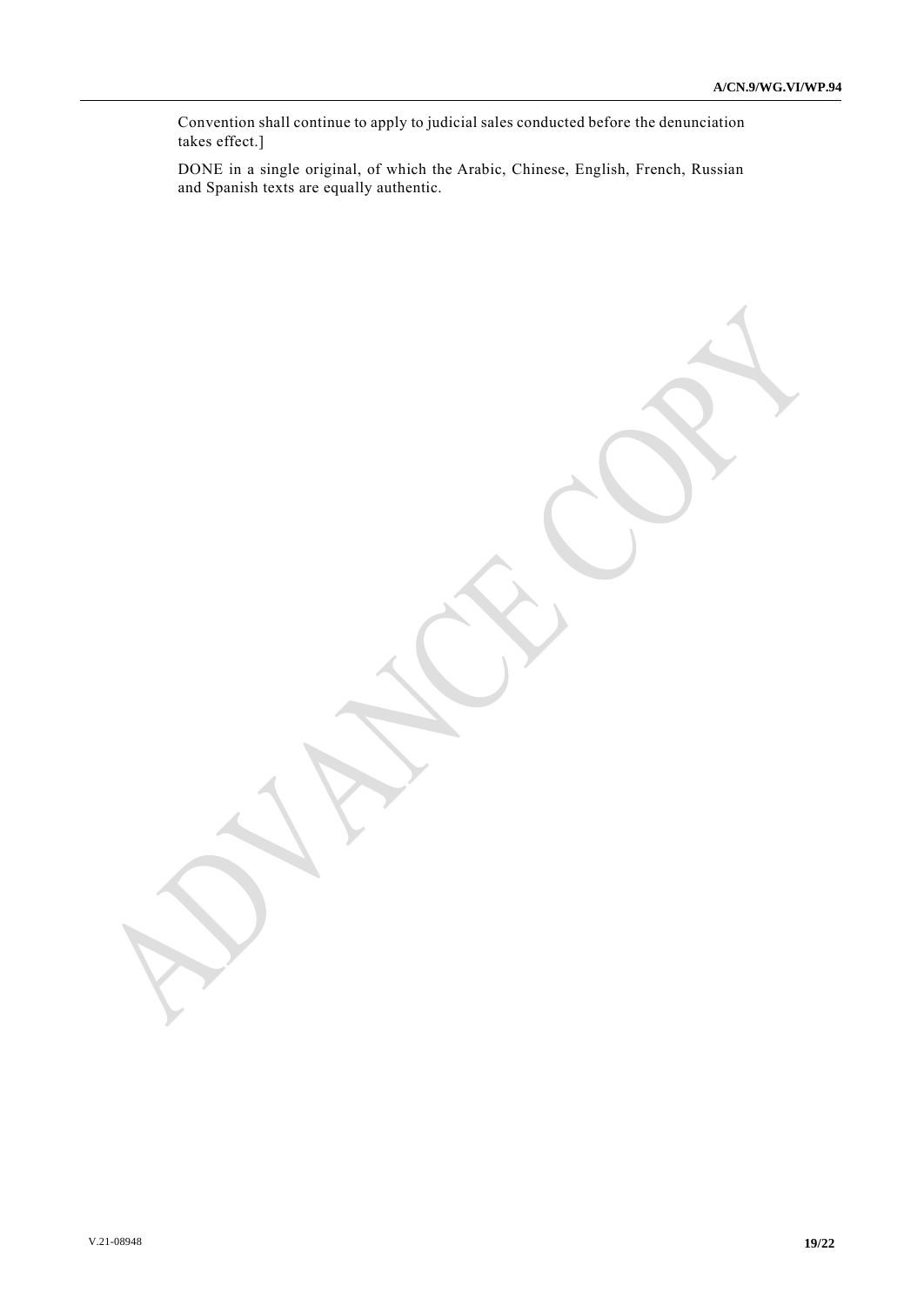Convention shall continue to apply to judicial sales conducted before the denunciation takes effect.]

DONE in a single original, of which the Arabic, Chinese, English, French, Russian and Spanish texts are equally authentic.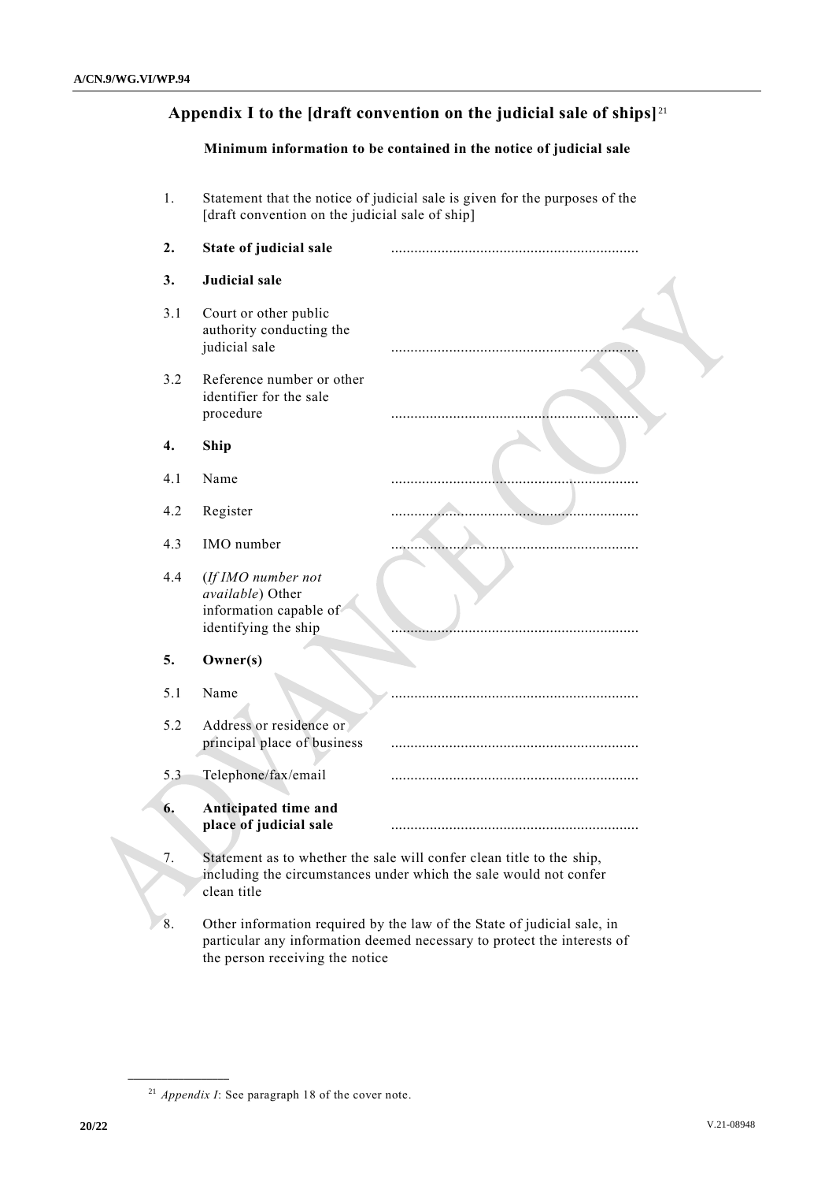## Appendix I to the [draft convention on the judicial sale of ships][21]

### Minimum information to be contained in the notice of judicial sale

1. Statement that the notice of judicial sale is given for the purposes of the [draft convention on the judicial sale of ship]

**2. State of judicial sale** ..........................................................

**3. Judicial sale**

3.1 Court or other public authority conducting the judicial sale ..........................................................

3.2 Reference number or other identifier for the sale procedure ..........................................................

**4. Ship**

4.1 Name ..........................................................

4.2 Register ..........................................................

4.3 IMO number ..........................................................

4.4 (*If IMO number not available*) Other information capable of identifying the ship ..........................................................

**5. Owner(s)**

5.1 Name ..........................................................

5.2 Address or residence or principal place of business ..........................................................

5.3 Telephone/fax/email ..........................................................

**6. Anticipated time and place of judicial sale** ..........................................................

7. Statement as to whether the sale will confer clean title to the ship, including the circumstances under which the sale would not confer clean title

8. Other information required by the law of the State of judicial sale, in particular any information deemed necessary to protect the interests of the person receiving the notice

---

[21] *Appendix I*: See paragraph 18 of the cover note.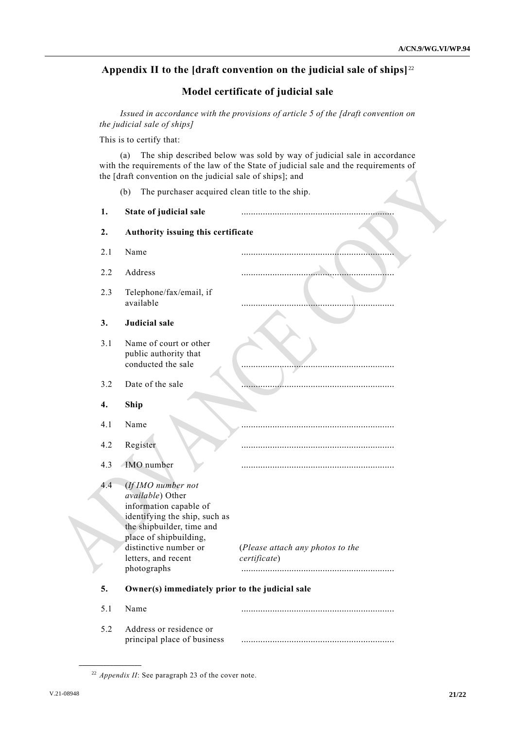## Appendix II to the [draft convention on the judicial sale of ships][22]

## Model certificate of judicial sale

*Issued in accordance with the provisions of article 5 of the [draft convention on the judicial sale of ships]*

This is to certify that:

(a) The ship described below was sold by way of judicial sale in accordance with the requirements of the law of the State of judicial sale and the requirements of the [draft convention on the judicial sale of ships]; and

(b) The purchaser acquired clean title to the ship.

| | | |
|---|---|---|
| **1.** | **State of judicial sale** | ............................................................... |
| **2.** | **Authority issuing this certificate** | |
| 2.1 | Name | ............................................................... |
| 2.2 | Address | ............................................................... |
| 2.3 | Telephone/fax/email, if available | ............................................................... |
| **3.** | **Judicial sale** | |
| 3.1 | Name of court or other public authority that conducted the sale | ............................................................... |
| 3.2 | Date of the sale | ............................................................... |
| **4.** | **Ship** | |
| 4.1 | Name | ............................................................... |
| 4.2 | Register | ............................................................... |
| 4.3 | IMO number | ............................................................... |
| 4.4 | (*If IMO number not available*) Other information capable of identifying the ship, such as the shipbuilder, time and place of shipbuilding, distinctive number or letters, and recent photographs | (*Please attach any photos to the certificate*) ............................................................... |
| **5.** | **Owner(s) immediately prior to the judicial sale** | |
| 5.1 | Name | ............................................................... |
| 5.2 | Address or residence or principal place of business | ............................................................... |

[22] *Appendix II*: See paragraph 23 of the cover note.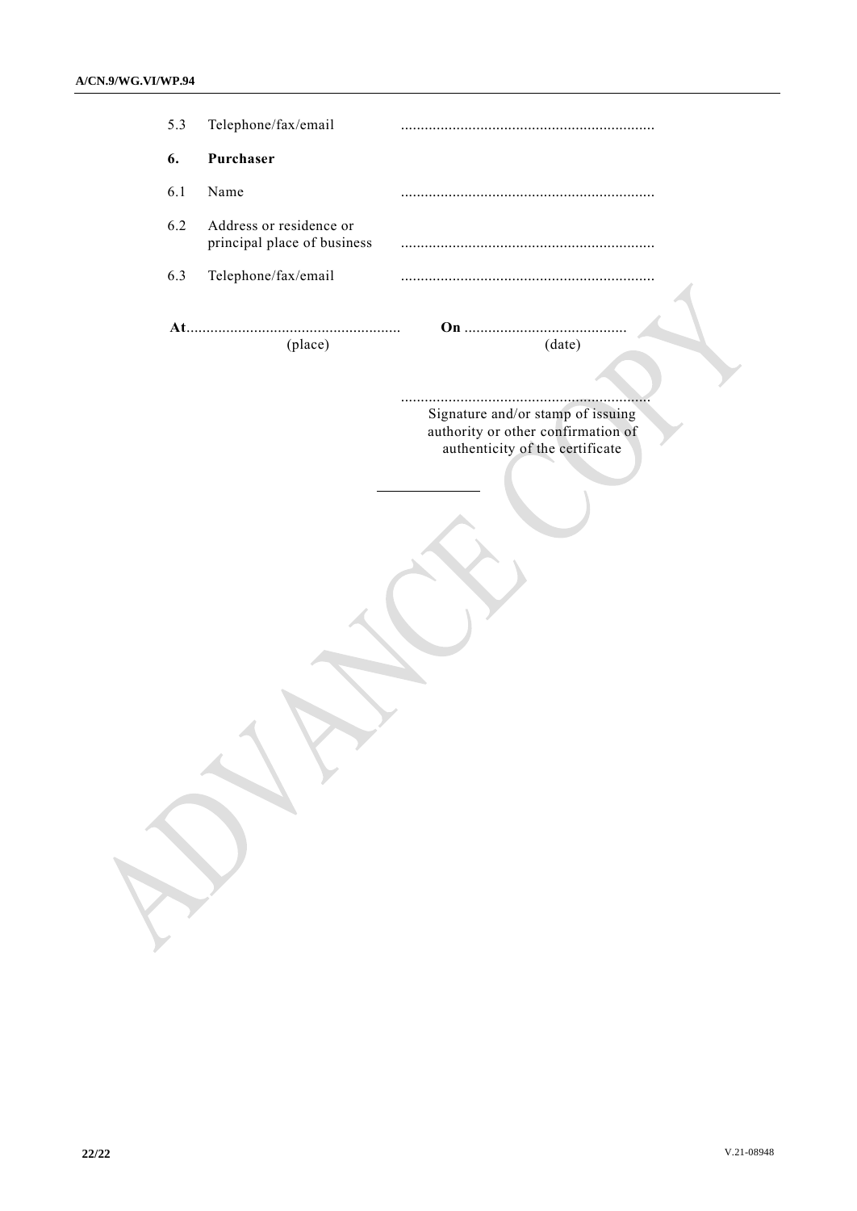5.3 Telephone/fax/email ...............................................................

**6. Purchaser**

6.1 Name ...............................................................

6.2 Address or residence or principal place of business ...............................................................

6.3 Telephone/fax/email ...............................................................

**At**..................................................... (place)    **On** ......................................... (date)

.............................................................

Signature and/or stamp of issuing authority or other confirmation of authenticity of the certificate